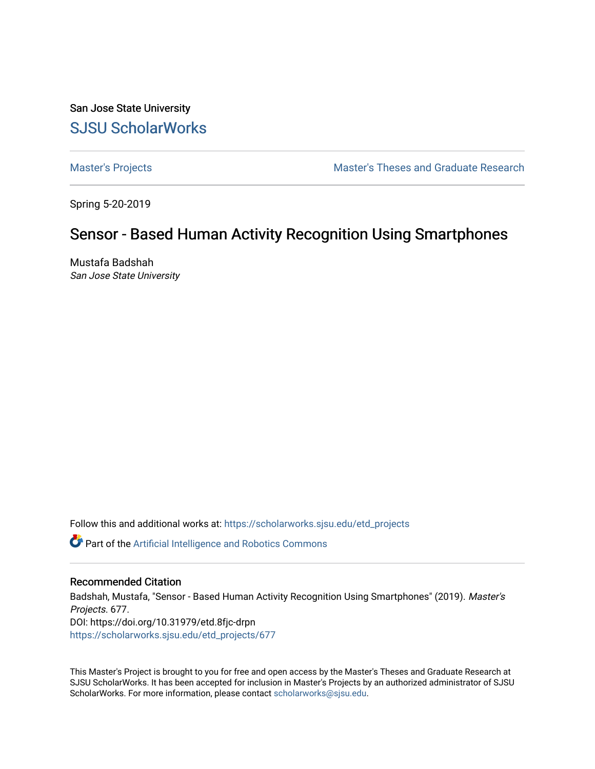San Jose State University

# SJSU ScholarWorks

Master's Projects

Master's Theses and Graduate Research

Spring 5-20-2019

## Sensor - Based Human Activity Recognition Using Smartphones

Mustafa Badshah
*San Jose State University*

Follow this and additional works at: https://scholarworks.sjsu.edu/etd_projects

Part of the Artificial Intelligence and Robotics Commons

### Recommended Citation

Badshah, Mustafa, "Sensor - Based Human Activity Recognition Using Smartphones" (2019). *Master's Projects*. 677.
DOI: https://doi.org/10.31979/etd.8fjc-drpn
https://scholarworks.sjsu.edu/etd_projects/677

This Master's Project is brought to you for free and open access by the Master's Theses and Graduate Research at SJSU ScholarWorks. It has been accepted for inclusion in Master's Projects by an authorized administrator of SJSU ScholarWorks. For more information, please contact scholarworks@sjsu.edu.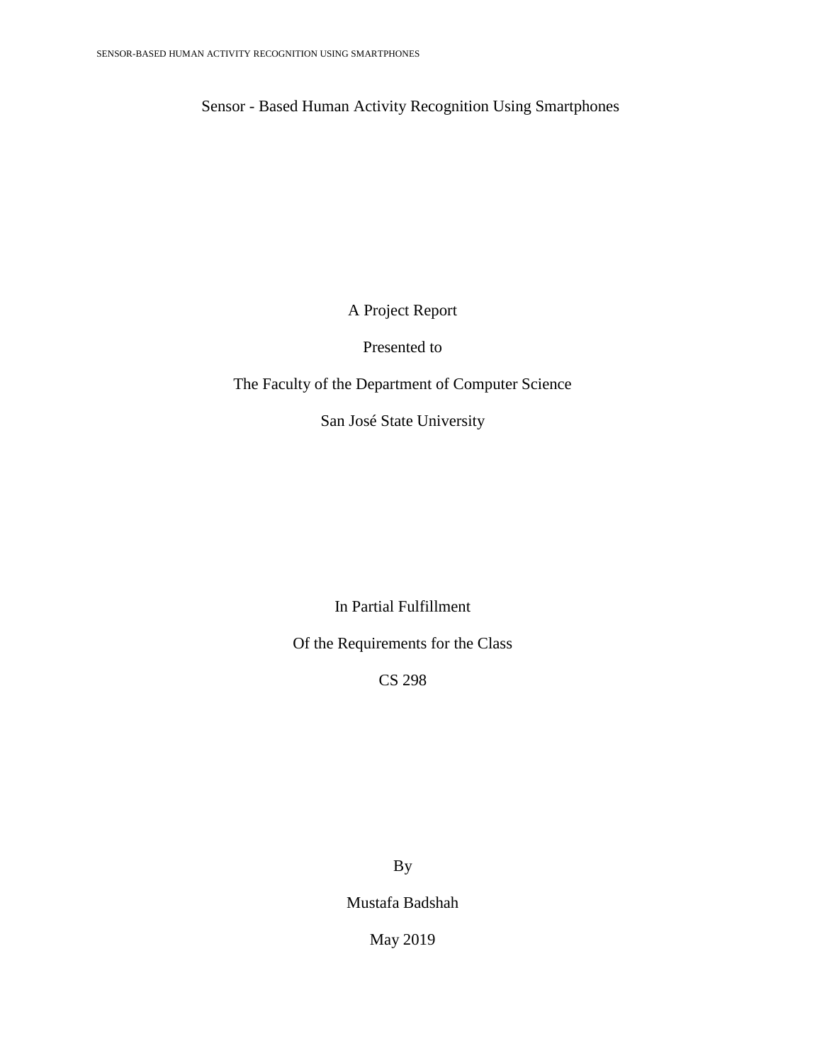# Sensor - Based Human Activity Recognition Using Smartphones

A Project Report

Presented to

The Faculty of the Department of Computer Science

San José State University

In Partial Fulfillment

Of the Requirements for the Class

CS 298

By

Mustafa Badshah

May 2019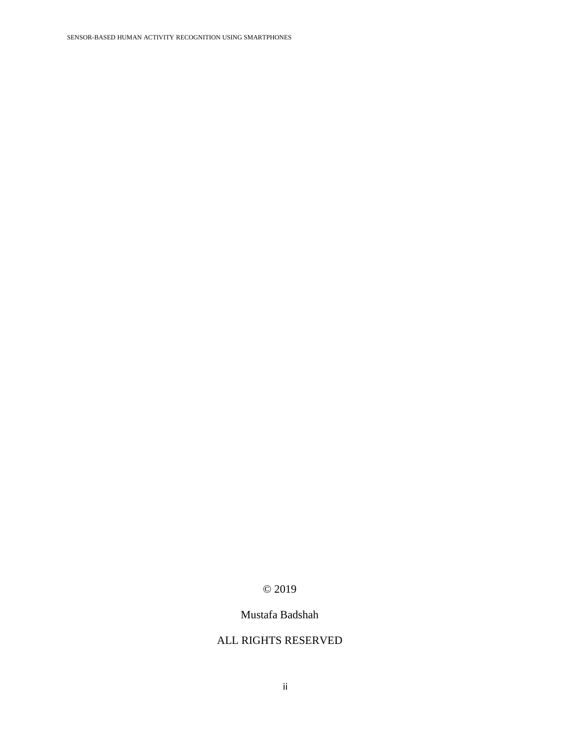© 2019

Mustafa Badshah

ALL RIGHTS RESERVED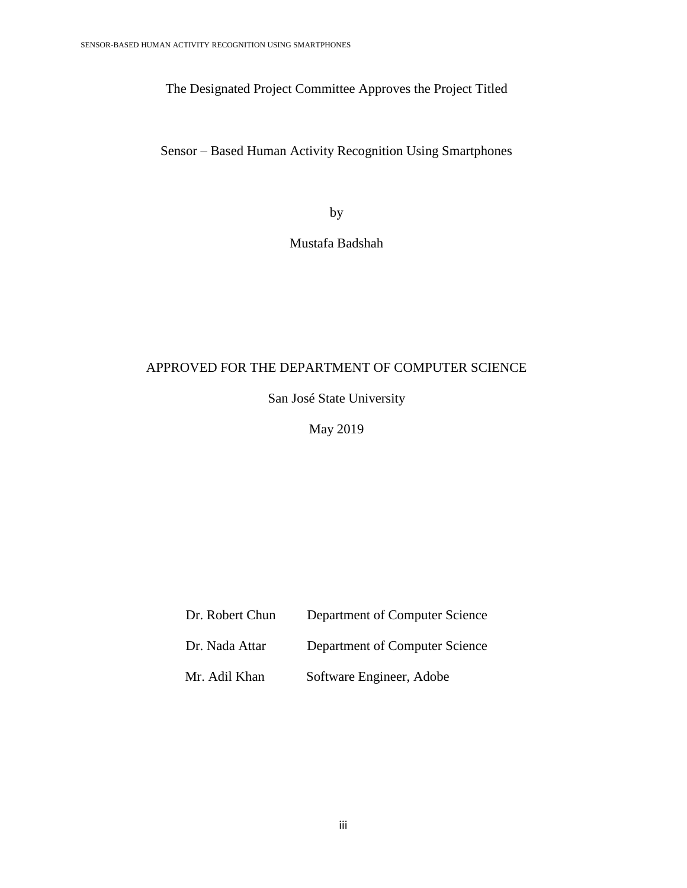The Designated Project Committee Approves the Project Titled

Sensor – Based Human Activity Recognition Using Smartphones

by

Mustafa Badshah

APPROVED FOR THE DEPARTMENT OF COMPUTER SCIENCE

San José State University

May 2019

| | |
|---|---|
| Dr. Robert Chun | Department of Computer Science |
| Dr. Nada Attar | Department of Computer Science |
| Mr. Adil Khan | Software Engineer, Adobe |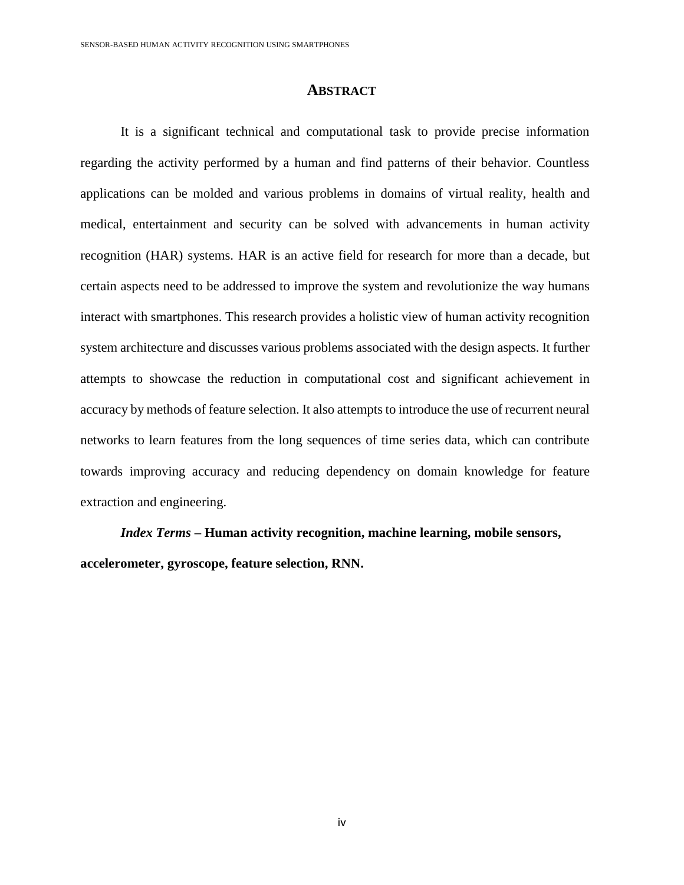# ABSTRACT

It is a significant technical and computational task to provide precise information regarding the activity performed by a human and find patterns of their behavior. Countless applications can be molded and various problems in domains of virtual reality, health and medical, entertainment and security can be solved with advancements in human activity recognition (HAR) systems. HAR is an active field for research for more than a decade, but certain aspects need to be addressed to improve the system and revolutionize the way humans interact with smartphones. This research provides a holistic view of human activity recognition system architecture and discusses various problems associated with the design aspects. It further attempts to showcase the reduction in computational cost and significant achievement in accuracy by methods of feature selection. It also attempts to introduce the use of recurrent neural networks to learn features from the long sequences of time series data, which can contribute towards improving accuracy and reducing dependency on domain knowledge for feature extraction and engineering.

***Index Terms*** **– Human activity recognition, machine learning, mobile sensors, accelerometer, gyroscope, feature selection, RNN.**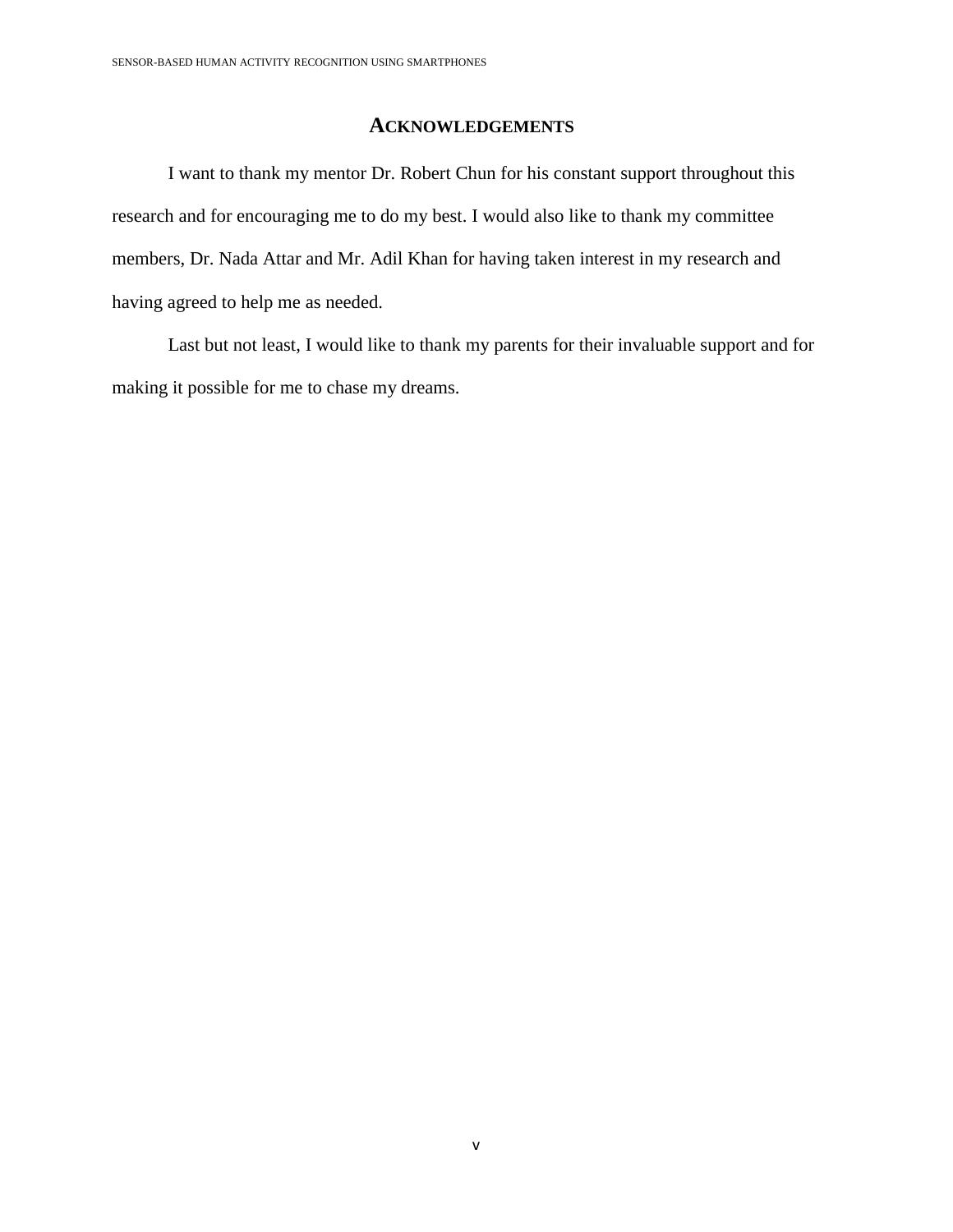# Acknowledgements

I want to thank my mentor Dr. Robert Chun for his constant support throughout this research and for encouraging me to do my best. I would also like to thank my committee members, Dr. Nada Attar and Mr. Adil Khan for having taken interest in my research and having agreed to help me as needed.

Last but not least, I would like to thank my parents for their invaluable support and for making it possible for me to chase my dreams.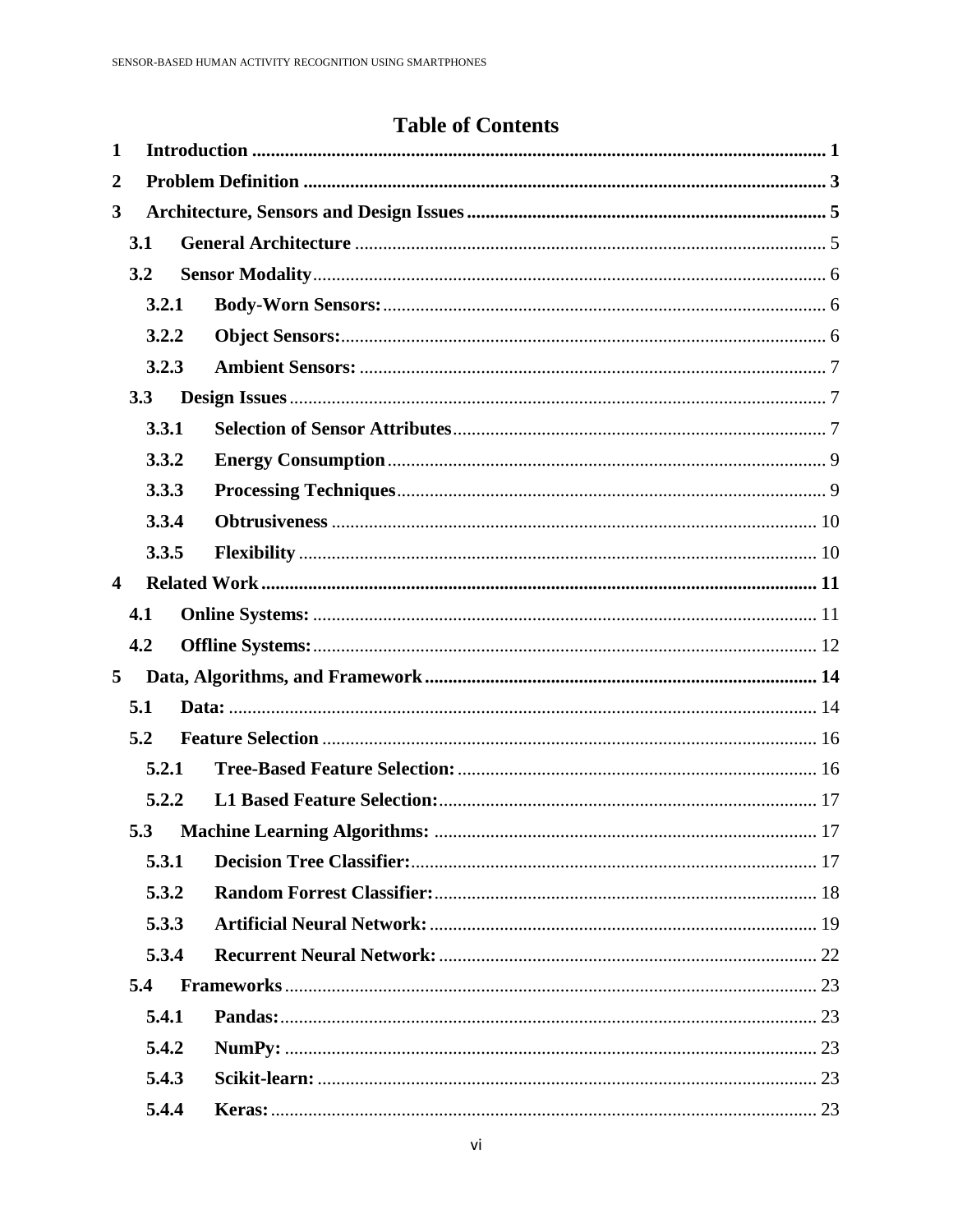# Table of Contents

**1 Introduction** ........................................................................................................................ **1**

**2 Problem Definition** ............................................................................................................. **3**

**3 Architecture, Sensors and Design Issues** ......................................................................... **5**

- **3.1 General Architecture** .................................................................................................... 5
- **3.2 Sensor Modality** ............................................................................................................. 6
  - **3.2.1 Body-Worn Sensors:** ................................................................................................ 6
  - **3.2.2 Object Sensors:** ........................................................................................................ 6
  - **3.2.3 Ambient Sensors:** ..................................................................................................... 7
- **3.3 Design Issues** .................................................................................................................. 7
  - **3.3.1 Selection of Sensor Attributes** ................................................................................. 7
  - **3.3.2 Energy Consumption** ............................................................................................... 9
  - **3.3.3 Processing Techniques** ............................................................................................ 9
  - **3.3.4 Obtrusiveness** ......................................................................................................... 10
  - **3.3.5 Flexibility** ............................................................................................................... 10

**4 Related Work** ....................................................................................................................... **11**

- **4.1 Online Systems:** ............................................................................................................ 11
- **4.2 Offline Systems:** ............................................................................................................ 12

**5 Data, Algorithms, and Framework** ................................................................................... **14**

- **5.1 Data:** .............................................................................................................................. 14
- **5.2 Feature Selection** .......................................................................................................... 16
  - **5.2.1 Tree-Based Feature Selection:** ................................................................................. 16
  - **5.2.2 L1 Based Feature Selection:** .................................................................................... 17
- **5.3 Machine Learning Algorithms:** ..................................................................................... 17
  - **5.3.1 Decision Tree Classifier:** .......................................................................................... 17
  - **5.3.2 Random Forrest Classifier:** ...................................................................................... 18
  - **5.3.3 Artificial Neural Network:** ....................................................................................... 19
  - **5.3.4 Recurrent Neural Network:** ..................................................................................... 22
- **5.4 Frameworks** ................................................................................................................... 23
  - **5.4.1 Pandas:** .................................................................................................................... 23
  - **5.4.2 NumPy:** ................................................................................................................... 23
  - **5.4.3 Scikit-learn:** ............................................................................................................. 23
  - **5.4.4 Keras:** ...................................................................................................................... 23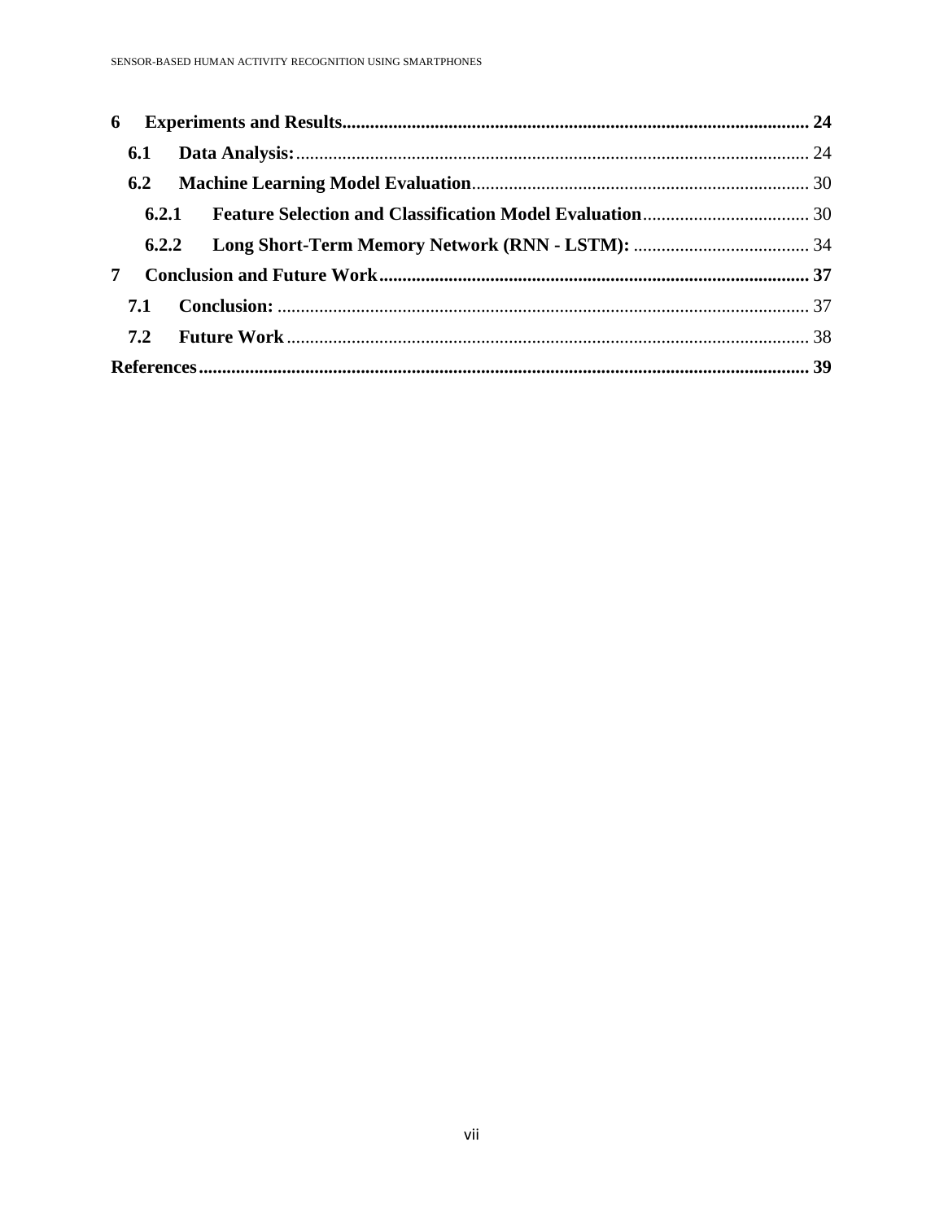**6 Experiments and Results** .................................................................................................... **24**

**6.1 Data Analysis:** ................................................................................................................ 24

**6.2 Machine Learning Model Evaluation** ......................................................................... 30

**6.2.1 Feature Selection and Classification Model Evaluation** .................................... 30

**6.2.2 Long Short-Term Memory Network (RNN - LSTM):** ...................................... 34

**7 Conclusion and Future Work** ............................................................................................ **37**

**7.1 Conclusion:** .................................................................................................................. 37

**7.2 Future Work** ................................................................................................................. 38

**References** .................................................................................................................................. **39**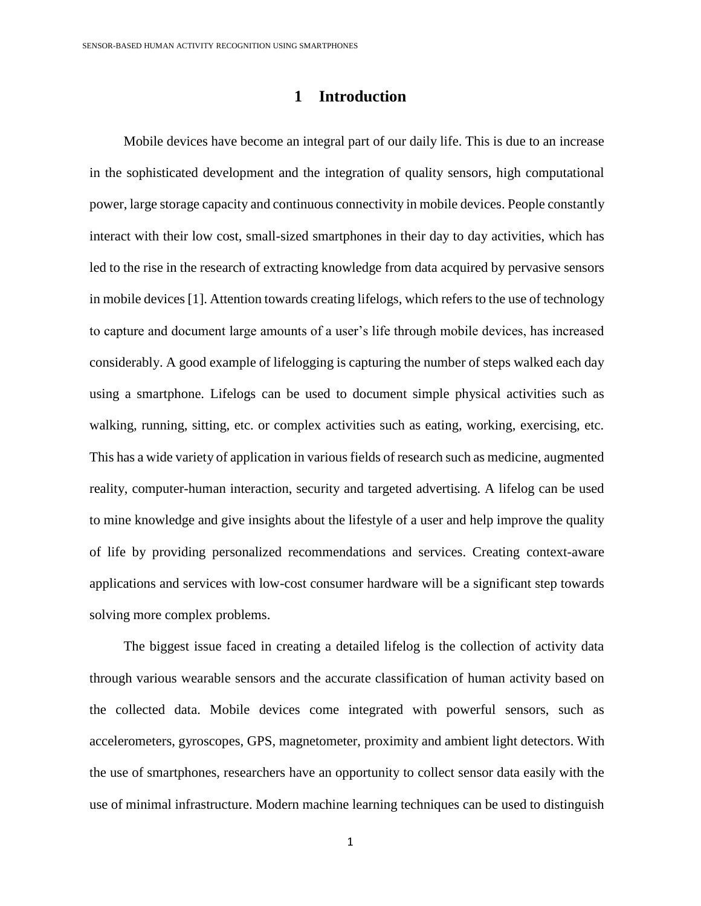# 1 Introduction

Mobile devices have become an integral part of our daily life. This is due to an increase in the sophisticated development and the integration of quality sensors, high computational power, large storage capacity and continuous connectivity in mobile devices. People constantly interact with their low cost, small-sized smartphones in their day to day activities, which has led to the rise in the research of extracting knowledge from data acquired by pervasive sensors in mobile devices [1]. Attention towards creating lifelogs, which refers to the use of technology to capture and document large amounts of a user's life through mobile devices, has increased considerably. A good example of lifelogging is capturing the number of steps walked each day using a smartphone. Lifelogs can be used to document simple physical activities such as walking, running, sitting, etc. or complex activities such as eating, working, exercising, etc. This has a wide variety of application in various fields of research such as medicine, augmented reality, computer-human interaction, security and targeted advertising. A lifelog can be used to mine knowledge and give insights about the lifestyle of a user and help improve the quality of life by providing personalized recommendations and services. Creating context-aware applications and services with low-cost consumer hardware will be a significant step towards solving more complex problems.

The biggest issue faced in creating a detailed lifelog is the collection of activity data through various wearable sensors and the accurate classification of human activity based on the collected data. Mobile devices come integrated with powerful sensors, such as accelerometers, gyroscopes, GPS, magnetometer, proximity and ambient light detectors. With the use of smartphones, researchers have an opportunity to collect sensor data easily with the use of minimal infrastructure. Modern machine learning techniques can be used to distinguish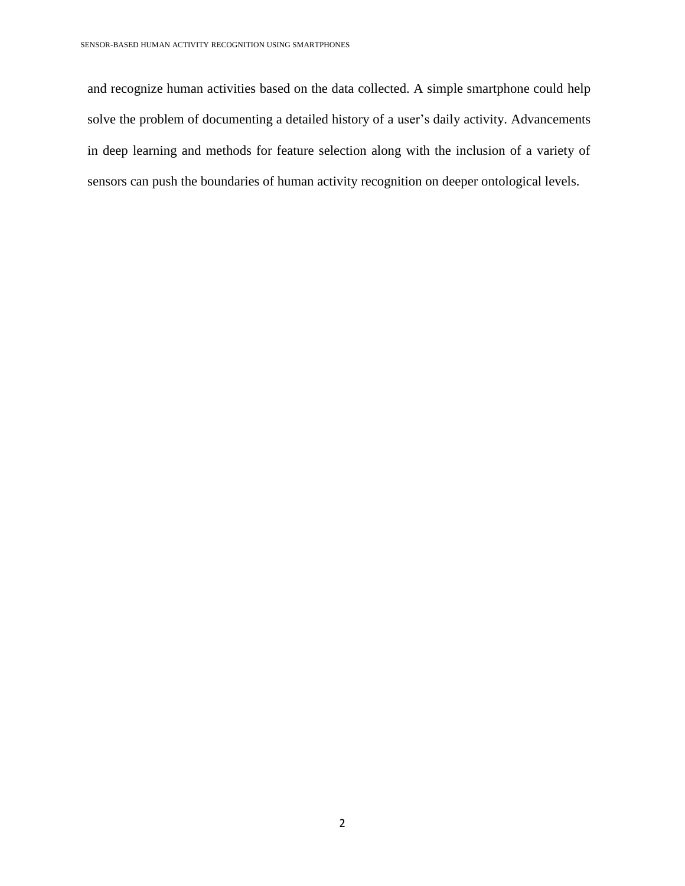and recognize human activities based on the data collected. A simple smartphone could help solve the problem of documenting a detailed history of a user's daily activity. Advancements in deep learning and methods for feature selection along with the inclusion of a variety of sensors can push the boundaries of human activity recognition on deeper ontological levels.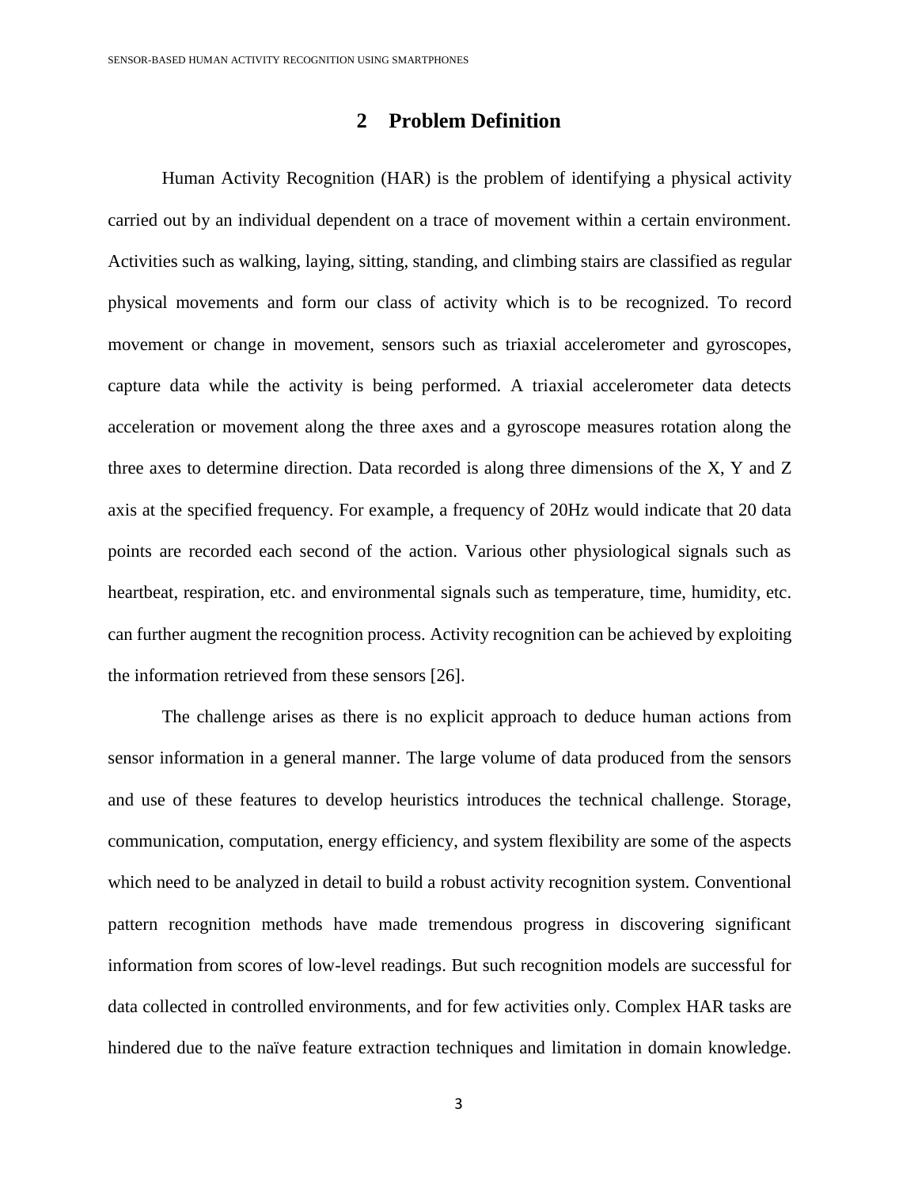## 2 Problem Definition

Human Activity Recognition (HAR) is the problem of identifying a physical activity carried out by an individual dependent on a trace of movement within a certain environment. Activities such as walking, laying, sitting, standing, and climbing stairs are classified as regular physical movements and form our class of activity which is to be recognized. To record movement or change in movement, sensors such as triaxial accelerometer and gyroscopes, capture data while the activity is being performed. A triaxial accelerometer data detects acceleration or movement along the three axes and a gyroscope measures rotation along the three axes to determine direction. Data recorded is along three dimensions of the X, Y and Z axis at the specified frequency. For example, a frequency of 20Hz would indicate that 20 data points are recorded each second of the action. Various other physiological signals such as heartbeat, respiration, etc. and environmental signals such as temperature, time, humidity, etc. can further augment the recognition process. Activity recognition can be achieved by exploiting the information retrieved from these sensors [26].

The challenge arises as there is no explicit approach to deduce human actions from sensor information in a general manner. The large volume of data produced from the sensors and use of these features to develop heuristics introduces the technical challenge. Storage, communication, computation, energy efficiency, and system flexibility are some of the aspects which need to be analyzed in detail to build a robust activity recognition system. Conventional pattern recognition methods have made tremendous progress in discovering significant information from scores of low-level readings. But such recognition models are successful for data collected in controlled environments, and for few activities only. Complex HAR tasks are hindered due to the naïve feature extraction techniques and limitation in domain knowledge.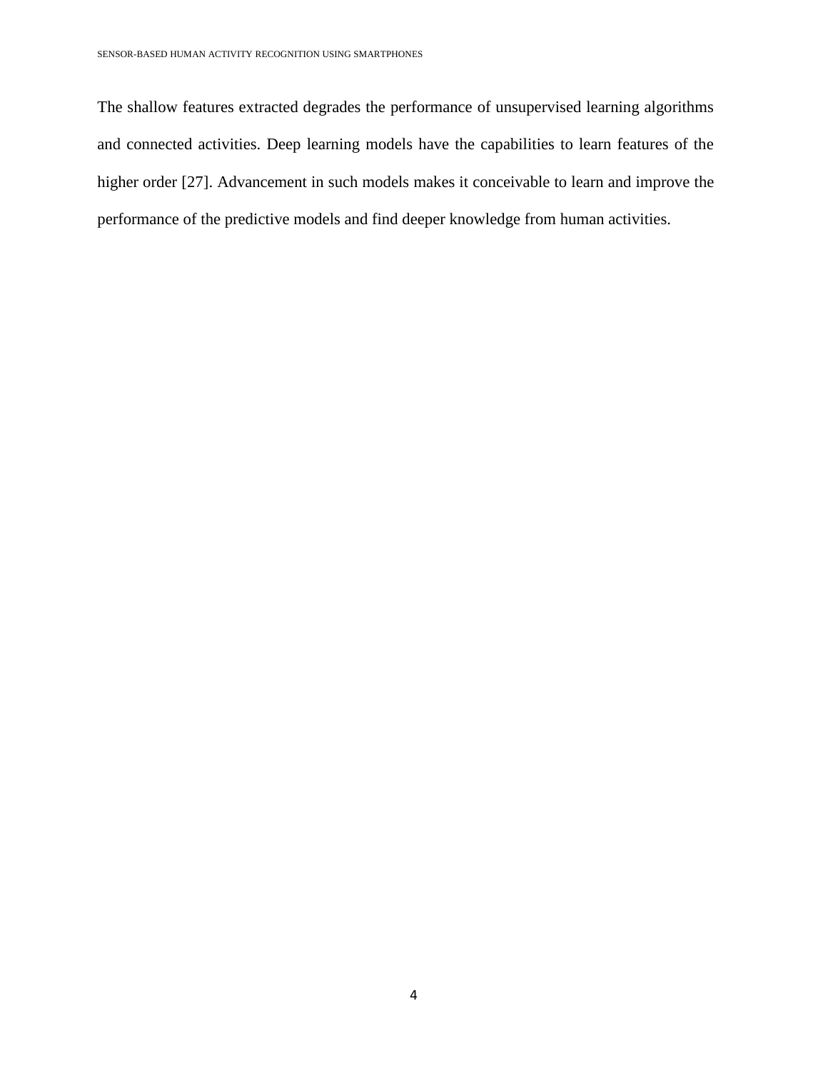The shallow features extracted degrades the performance of unsupervised learning algorithms and connected activities. Deep learning models have the capabilities to learn features of the higher order [27]. Advancement in such models makes it conceivable to learn and improve the performance of the predictive models and find deeper knowledge from human activities.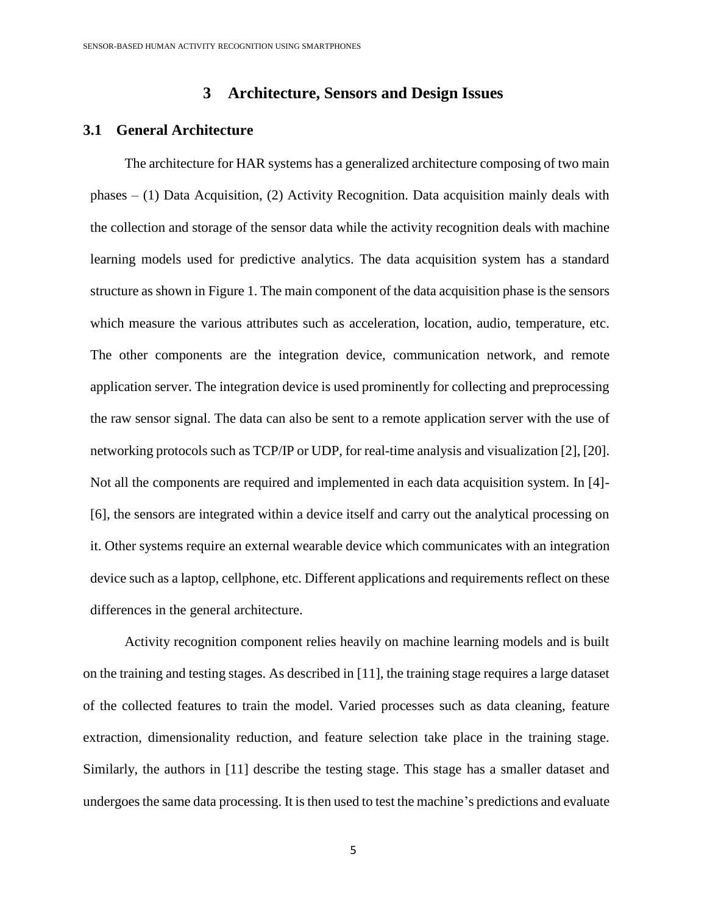# 3 Architecture, Sensors and Design Issues

## 3.1 General Architecture

The architecture for HAR systems has a generalized architecture composing of two main phases – (1) Data Acquisition, (2) Activity Recognition. Data acquisition mainly deals with the collection and storage of the sensor data while the activity recognition deals with machine learning models used for predictive analytics. The data acquisition system has a standard structure as shown in Figure 1. The main component of the data acquisition phase is the sensors which measure the various attributes such as acceleration, location, audio, temperature, etc. The other components are the integration device, communication network, and remote application server. The integration device is used prominently for collecting and preprocessing the raw sensor signal. The data can also be sent to a remote application server with the use of networking protocols such as TCP/IP or UDP, for real-time analysis and visualization [2], [20]. Not all the components are required and implemented in each data acquisition system. In [4]-[6], the sensors are integrated within a device itself and carry out the analytical processing on it. Other systems require an external wearable device which communicates with an integration device such as a laptop, cellphone, etc. Different applications and requirements reflect on these differences in the general architecture.

Activity recognition component relies heavily on machine learning models and is built on the training and testing stages. As described in [11], the training stage requires a large dataset of the collected features to train the model. Varied processes such as data cleaning, feature extraction, dimensionality reduction, and feature selection take place in the training stage. Similarly, the authors in [11] describe the testing stage. This stage has a smaller dataset and undergoes the same data processing. It is then used to test the machine's predictions and evaluate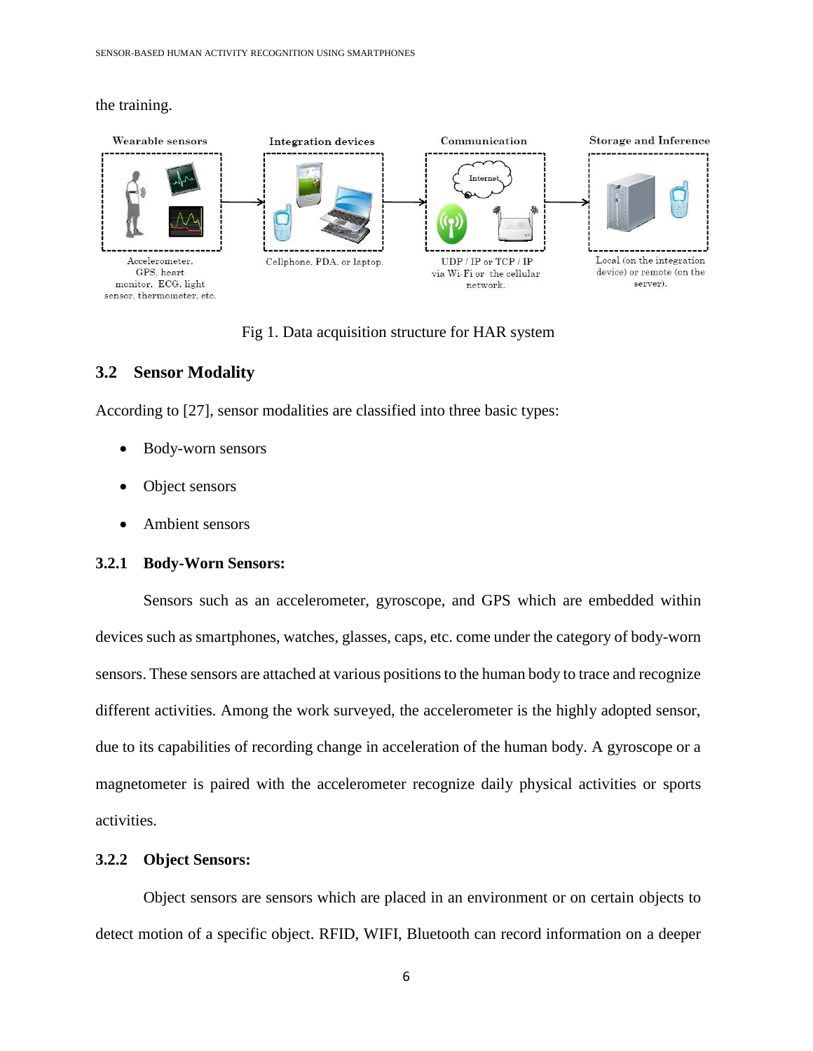the training.

Wearable sensors

Integration devices

Communication

Storage and Inference

Internet

Accelerometer, GPS, heart monitor, ECG, light sensor, thermometer, etc.

Cellphone, PDA, or laptop.

UDP / IP or TCP / IP via Wi-Fi or the cellular network.

Local (on the integration device) or remote (on the server).

Fig 1. Data acquisition structure for HAR system

## 3.2 Sensor Modality

According to [27], sensor modalities are classified into three basic types:

- Body-worn sensors
- Object sensors
- Ambient sensors

### 3.2.1 Body-Worn Sensors:

Sensors such as an accelerometer, gyroscope, and GPS which are embedded within devices such as smartphones, watches, glasses, caps, etc. come under the category of body-worn sensors. These sensors are attached at various positions to the human body to trace and recognize different activities. Among the work surveyed, the accelerometer is the highly adopted sensor, due to its capabilities of recording change in acceleration of the human body. A gyroscope or a magnetometer is paired with the accelerometer recognize daily physical activities or sports activities.

### 3.2.2 Object Sensors:

Object sensors are sensors which are placed in an environment or on certain objects to detect motion of a specific object. RFID, WIFI, Bluetooth can record information on a deeper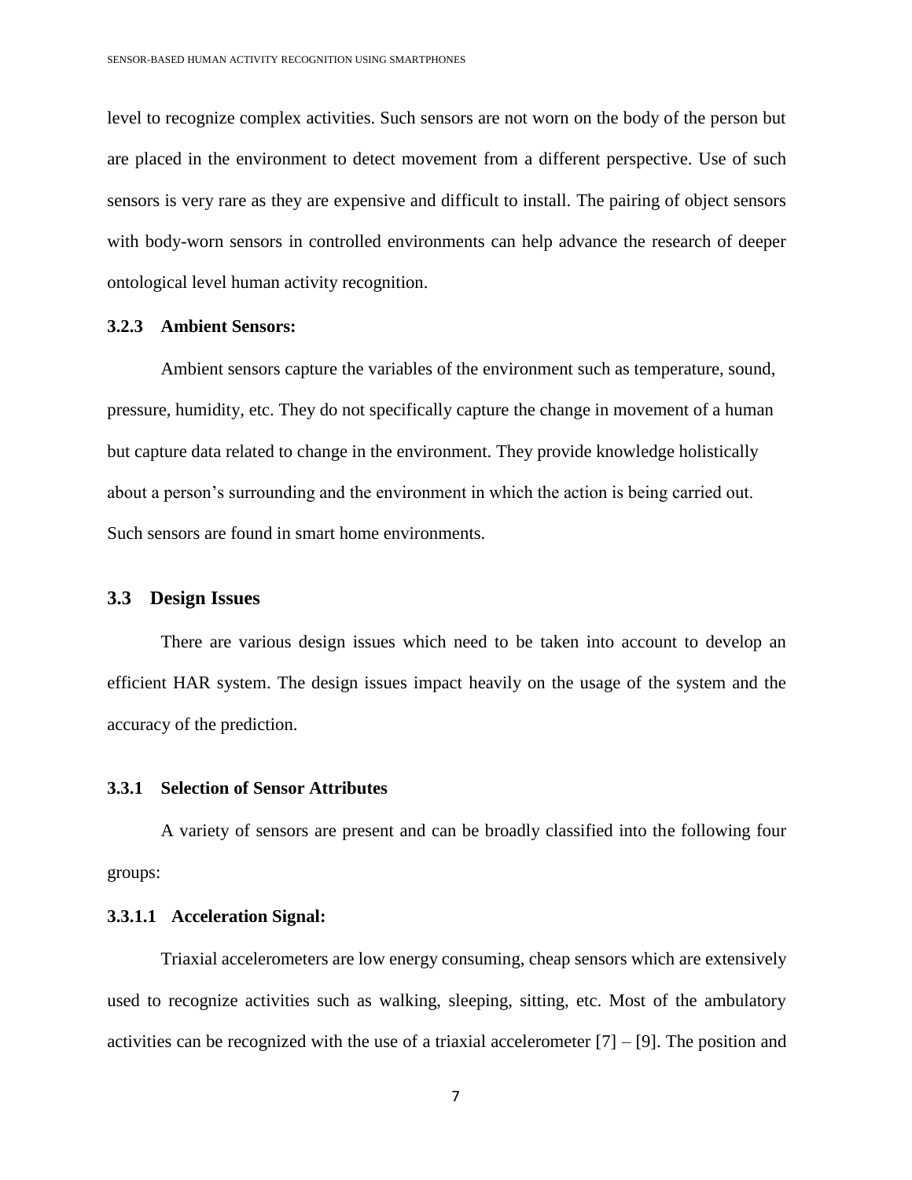level to recognize complex activities. Such sensors are not worn on the body of the person but are placed in the environment to detect movement from a different perspective. Use of such sensors is very rare as they are expensive and difficult to install. The pairing of object sensors with body-worn sensors in controlled environments can help advance the research of deeper ontological level human activity recognition.

#### 3.2.3 Ambient Sensors:

Ambient sensors capture the variables of the environment such as temperature, sound, pressure, humidity, etc. They do not specifically capture the change in movement of a human but capture data related to change in the environment. They provide knowledge holistically about a person's surrounding and the environment in which the action is being carried out. Such sensors are found in smart home environments.

### 3.3 Design Issues

There are various design issues which need to be taken into account to develop an efficient HAR system. The design issues impact heavily on the usage of the system and the accuracy of the prediction.

#### 3.3.1 Selection of Sensor Attributes

A variety of sensors are present and can be broadly classified into the following four groups:

##### 3.3.1.1 Acceleration Signal:

Triaxial accelerometers are low energy consuming, cheap sensors which are extensively used to recognize activities such as walking, sleeping, sitting, etc. Most of the ambulatory activities can be recognized with the use of a triaxial accelerometer [7] – [9]. The position and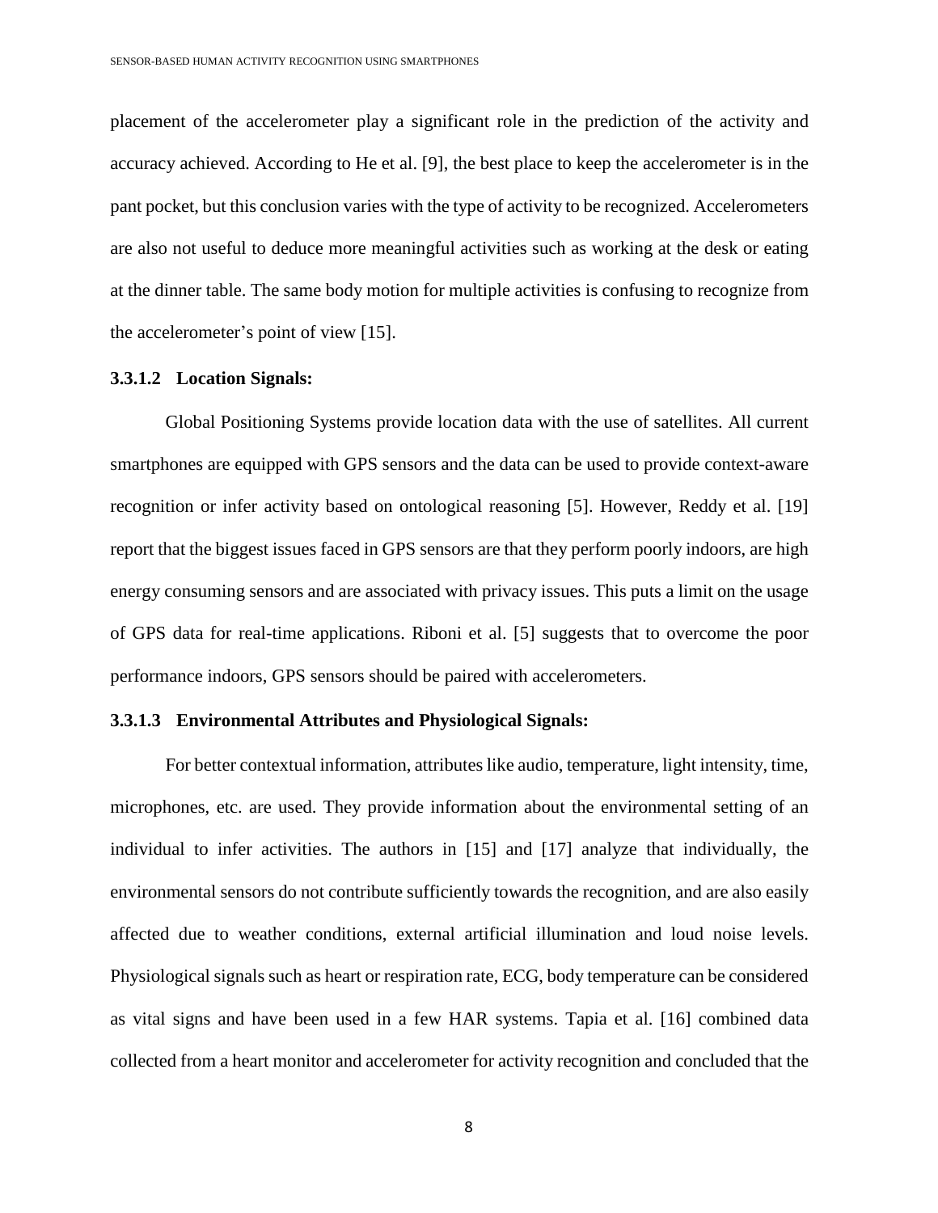placement of the accelerometer play a significant role in the prediction of the activity and accuracy achieved. According to He et al. [9], the best place to keep the accelerometer is in the pant pocket, but this conclusion varies with the type of activity to be recognized. Accelerometers are also not useful to deduce more meaningful activities such as working at the desk or eating at the dinner table. The same body motion for multiple activities is confusing to recognize from the accelerometer's point of view [15].

#### 3.3.1.2 Location Signals:

Global Positioning Systems provide location data with the use of satellites. All current smartphones are equipped with GPS sensors and the data can be used to provide context-aware recognition or infer activity based on ontological reasoning [5]. However, Reddy et al. [19] report that the biggest issues faced in GPS sensors are that they perform poorly indoors, are high energy consuming sensors and are associated with privacy issues. This puts a limit on the usage of GPS data for real-time applications. Riboni et al. [5] suggests that to overcome the poor performance indoors, GPS sensors should be paired with accelerometers.

#### 3.3.1.3 Environmental Attributes and Physiological Signals:

For better contextual information, attributes like audio, temperature, light intensity, time, microphones, etc. are used. They provide information about the environmental setting of an individual to infer activities. The authors in [15] and [17] analyze that individually, the environmental sensors do not contribute sufficiently towards the recognition, and are also easily affected due to weather conditions, external artificial illumination and loud noise levels. Physiological signals such as heart or respiration rate, ECG, body temperature can be considered as vital signs and have been used in a few HAR systems. Tapia et al. [16] combined data collected from a heart monitor and accelerometer for activity recognition and concluded that the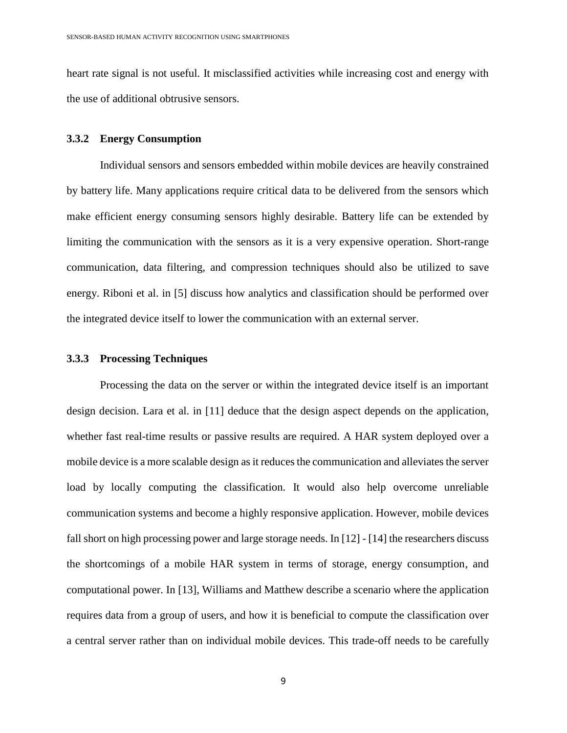heart rate signal is not useful. It misclassified activities while increasing cost and energy with the use of additional obtrusive sensors.

### 3.3.2 Energy Consumption

Individual sensors and sensors embedded within mobile devices are heavily constrained by battery life. Many applications require critical data to be delivered from the sensors which make efficient energy consuming sensors highly desirable. Battery life can be extended by limiting the communication with the sensors as it is a very expensive operation. Short-range communication, data filtering, and compression techniques should also be utilized to save energy. Riboni et al. in [5] discuss how analytics and classification should be performed over the integrated device itself to lower the communication with an external server.

### 3.3.3 Processing Techniques

Processing the data on the server or within the integrated device itself is an important design decision. Lara et al. in [11] deduce that the design aspect depends on the application, whether fast real-time results or passive results are required. A HAR system deployed over a mobile device is a more scalable design as it reduces the communication and alleviates the server load by locally computing the classification. It would also help overcome unreliable communication systems and become a highly responsive application. However, mobile devices fall short on high processing power and large storage needs. In [12] - [14] the researchers discuss the shortcomings of a mobile HAR system in terms of storage, energy consumption, and computational power. In [13], Williams and Matthew describe a scenario where the application requires data from a group of users, and how it is beneficial to compute the classification over a central server rather than on individual mobile devices. This trade-off needs to be carefully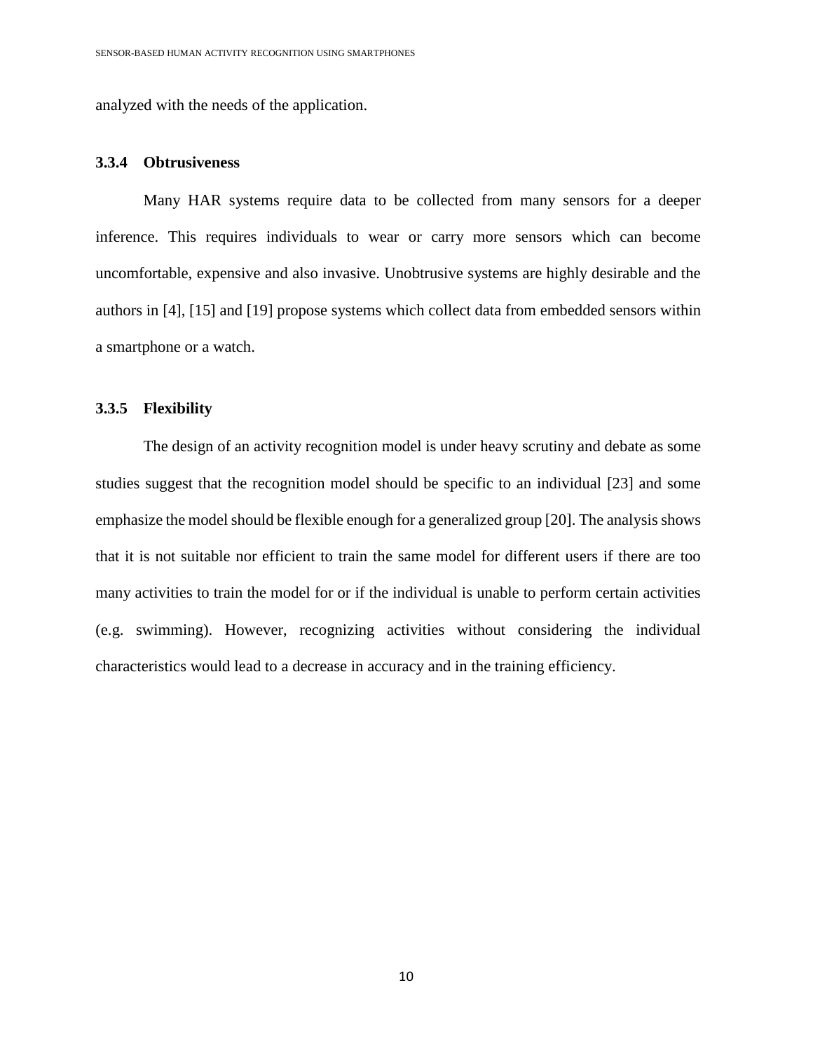analyzed with the needs of the application.

### 3.3.4 Obtrusiveness

Many HAR systems require data to be collected from many sensors for a deeper inference. This requires individuals to wear or carry more sensors which can become uncomfortable, expensive and also invasive. Unobtrusive systems are highly desirable and the authors in [4], [15] and [19] propose systems which collect data from embedded sensors within a smartphone or a watch.

### 3.3.5 Flexibility

The design of an activity recognition model is under heavy scrutiny and debate as some studies suggest that the recognition model should be specific to an individual [23] and some emphasize the model should be flexible enough for a generalized group [20]. The analysis shows that it is not suitable nor efficient to train the same model for different users if there are too many activities to train the model for or if the individual is unable to perform certain activities (e.g. swimming). However, recognizing activities without considering the individual characteristics would lead to a decrease in accuracy and in the training efficiency.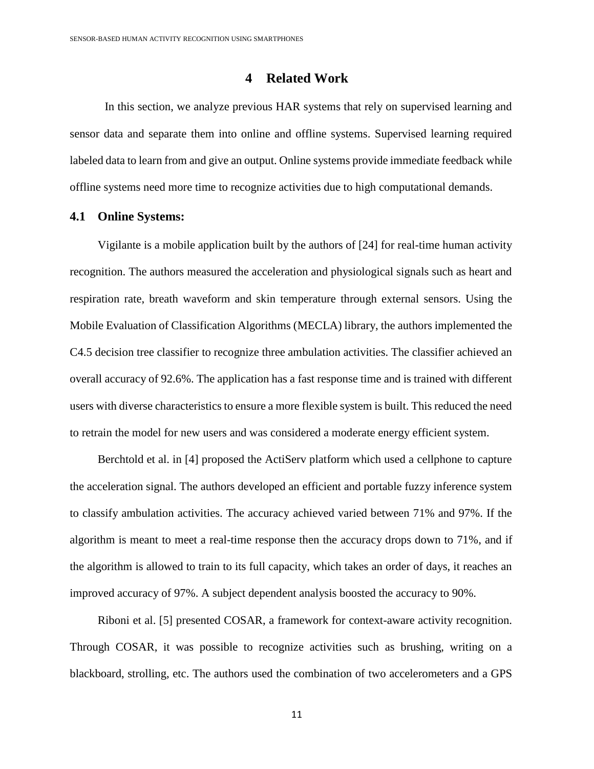# 4 Related Work

In this section, we analyze previous HAR systems that rely on supervised learning and sensor data and separate them into online and offline systems. Supervised learning required labeled data to learn from and give an output. Online systems provide immediate feedback while offline systems need more time to recognize activities due to high computational demands.

## 4.1 Online Systems:

Vigilante is a mobile application built by the authors of [24] for real-time human activity recognition. The authors measured the acceleration and physiological signals such as heart and respiration rate, breath waveform and skin temperature through external sensors. Using the Mobile Evaluation of Classification Algorithms (MECLA) library, the authors implemented the C4.5 decision tree classifier to recognize three ambulation activities. The classifier achieved an overall accuracy of 92.6%. The application has a fast response time and is trained with different users with diverse characteristics to ensure a more flexible system is built. This reduced the need to retrain the model for new users and was considered a moderate energy efficient system.

Berchtold et al. in [4] proposed the ActiServ platform which used a cellphone to capture the acceleration signal. The authors developed an efficient and portable fuzzy inference system to classify ambulation activities. The accuracy achieved varied between 71% and 97%. If the algorithm is meant to meet a real-time response then the accuracy drops down to 71%, and if the algorithm is allowed to train to its full capacity, which takes an order of days, it reaches an improved accuracy of 97%. A subject dependent analysis boosted the accuracy to 90%.

Riboni et al. [5] presented COSAR, a framework for context-aware activity recognition. Through COSAR, it was possible to recognize activities such as brushing, writing on a blackboard, strolling, etc. The authors used the combination of two accelerometers and a GPS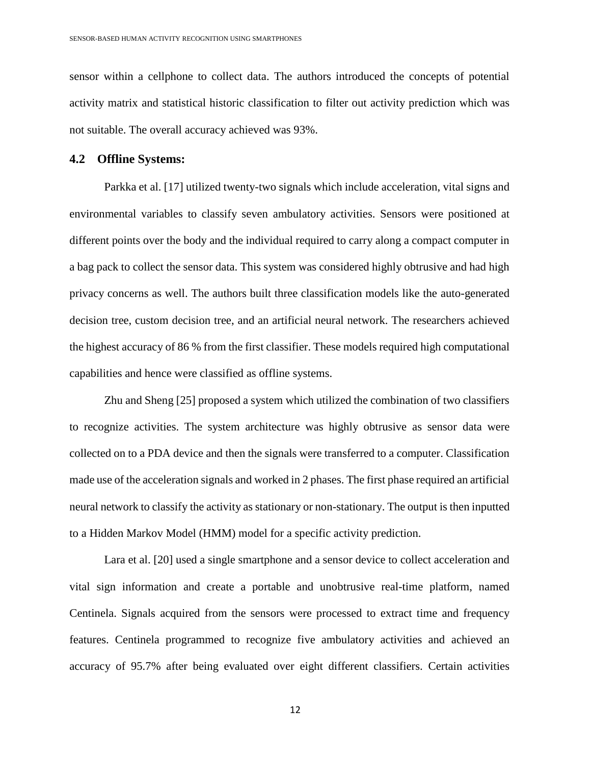sensor within a cellphone to collect data. The authors introduced the concepts of potential activity matrix and statistical historic classification to filter out activity prediction which was not suitable. The overall accuracy achieved was 93%.

### 4.2 Offline Systems:

Parkka et al. [17] utilized twenty-two signals which include acceleration, vital signs and environmental variables to classify seven ambulatory activities. Sensors were positioned at different points over the body and the individual required to carry along a compact computer in a bag pack to collect the sensor data. This system was considered highly obtrusive and had high privacy concerns as well. The authors built three classification models like the auto-generated decision tree, custom decision tree, and an artificial neural network. The researchers achieved the highest accuracy of 86 % from the first classifier. These models required high computational capabilities and hence were classified as offline systems.

Zhu and Sheng [25] proposed a system which utilized the combination of two classifiers to recognize activities. The system architecture was highly obtrusive as sensor data were collected on to a PDA device and then the signals were transferred to a computer. Classification made use of the acceleration signals and worked in 2 phases. The first phase required an artificial neural network to classify the activity as stationary or non-stationary. The output is then inputted to a Hidden Markov Model (HMM) model for a specific activity prediction.

Lara et al. [20] used a single smartphone and a sensor device to collect acceleration and vital sign information and create a portable and unobtrusive real-time platform, named Centinela. Signals acquired from the sensors were processed to extract time and frequency features. Centinela programmed to recognize five ambulatory activities and achieved an accuracy of 95.7% after being evaluated over eight different classifiers. Certain activities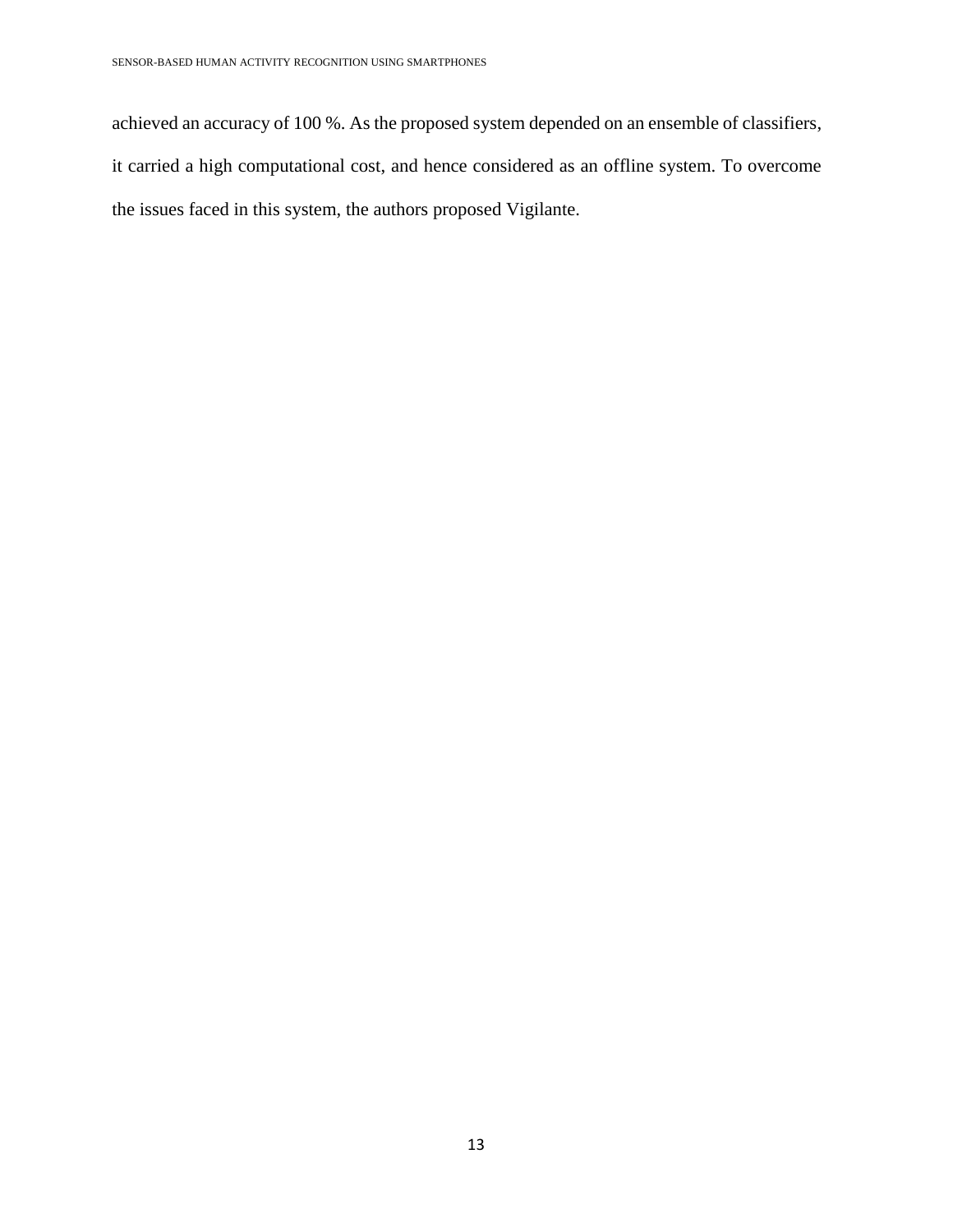achieved an accuracy of 100 %. As the proposed system depended on an ensemble of classifiers, it carried a high computational cost, and hence considered as an offline system. To overcome the issues faced in this system, the authors proposed Vigilante.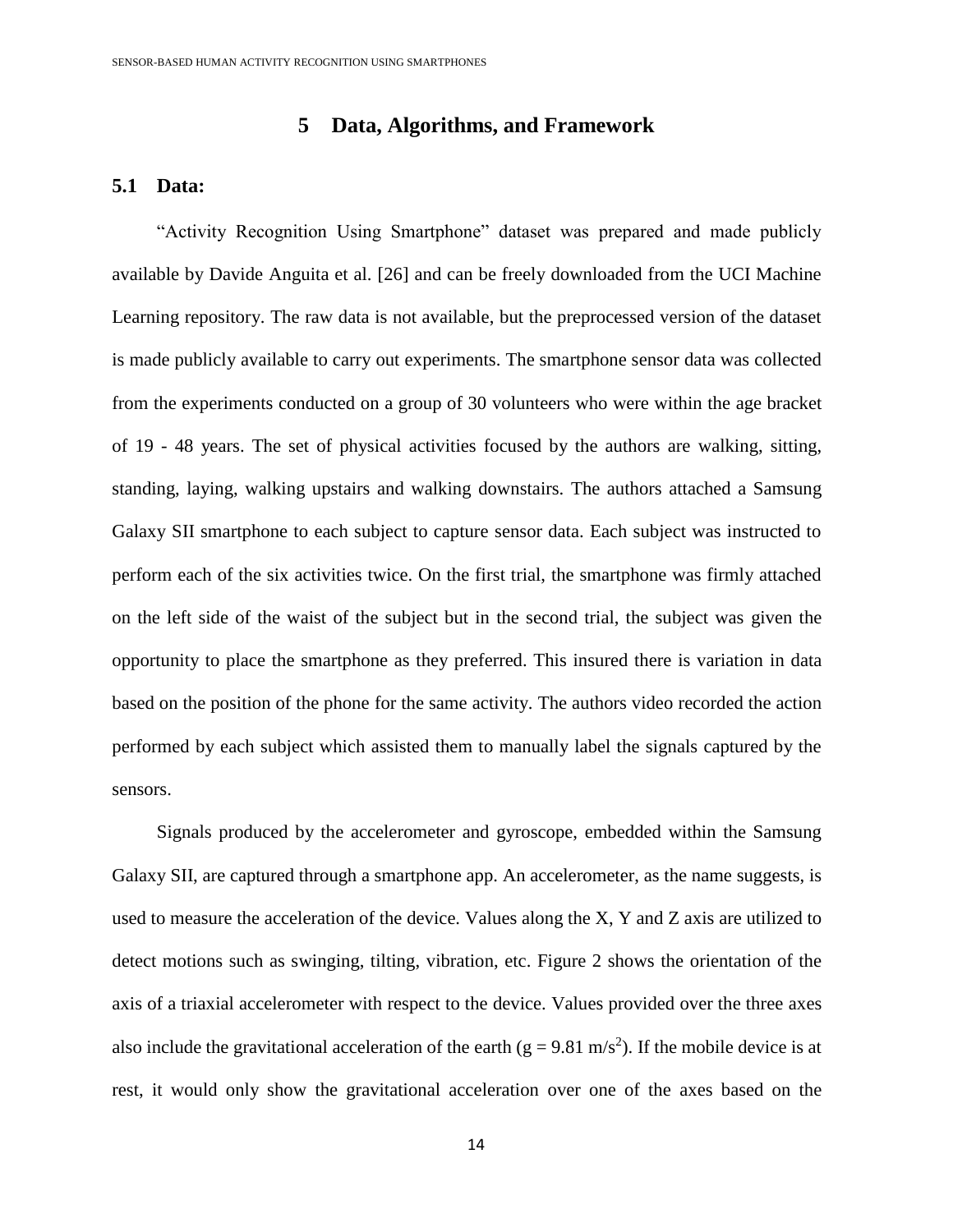# 5 Data, Algorithms, and Framework

## 5.1 Data:

"Activity Recognition Using Smartphone" dataset was prepared and made publicly available by Davide Anguita et al. [26] and can be freely downloaded from the UCI Machine Learning repository. The raw data is not available, but the preprocessed version of the dataset is made publicly available to carry out experiments. The smartphone sensor data was collected from the experiments conducted on a group of 30 volunteers who were within the age bracket of 19 - 48 years. The set of physical activities focused by the authors are walking, sitting, standing, laying, walking upstairs and walking downstairs. The authors attached a Samsung Galaxy SII smartphone to each subject to capture sensor data. Each subject was instructed to perform each of the six activities twice. On the first trial, the smartphone was firmly attached on the left side of the waist of the subject but in the second trial, the subject was given the opportunity to place the smartphone as they preferred. This insured there is variation in data based on the position of the phone for the same activity. The authors video recorded the action performed by each subject which assisted them to manually label the signals captured by the sensors.

Signals produced by the accelerometer and gyroscope, embedded within the Samsung Galaxy SII, are captured through a smartphone app. An accelerometer, as the name suggests, is used to measure the acceleration of the device. Values along the X, Y and Z axis are utilized to detect motions such as swinging, tilting, vibration, etc. Figure 2 shows the orientation of the axis of a triaxial accelerometer with respect to the device. Values provided over the three axes also include the gravitational acceleration of the earth ($g = 9.81\ m/s^2$). If the mobile device is at rest, it would only show the gravitational acceleration over one of the axes based on the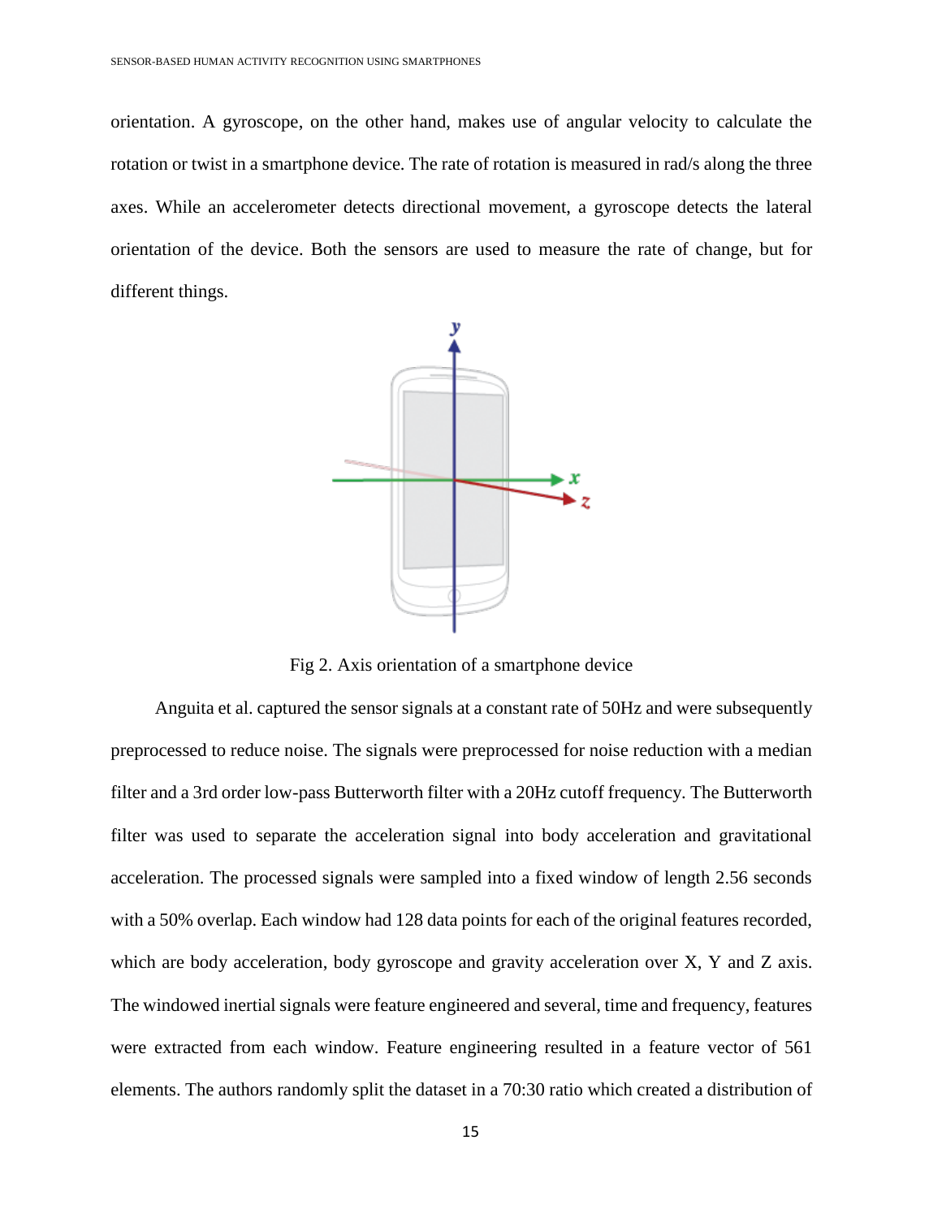orientation. A gyroscope, on the other hand, makes use of angular velocity to calculate the rotation or twist in a smartphone device. The rate of rotation is measured in rad/s along the three axes. While an accelerometer detects directional movement, a gyroscope detects the lateral orientation of the device. Both the sensors are used to measure the rate of change, but for different things.

y

x

z

Fig 2. Axis orientation of a smartphone device

Anguita et al. captured the sensor signals at a constant rate of 50Hz and were subsequently preprocessed to reduce noise. The signals were preprocessed for noise reduction with a median filter and a 3rd order low-pass Butterworth filter with a 20Hz cutoff frequency. The Butterworth filter was used to separate the acceleration signal into body acceleration and gravitational acceleration. The processed signals were sampled into a fixed window of length 2.56 seconds with a 50% overlap. Each window had 128 data points for each of the original features recorded, which are body acceleration, body gyroscope and gravity acceleration over X, Y and Z axis. The windowed inertial signals were feature engineered and several, time and frequency, features were extracted from each window. Feature engineering resulted in a feature vector of 561 elements. The authors randomly split the dataset in a 70:30 ratio which created a distribution of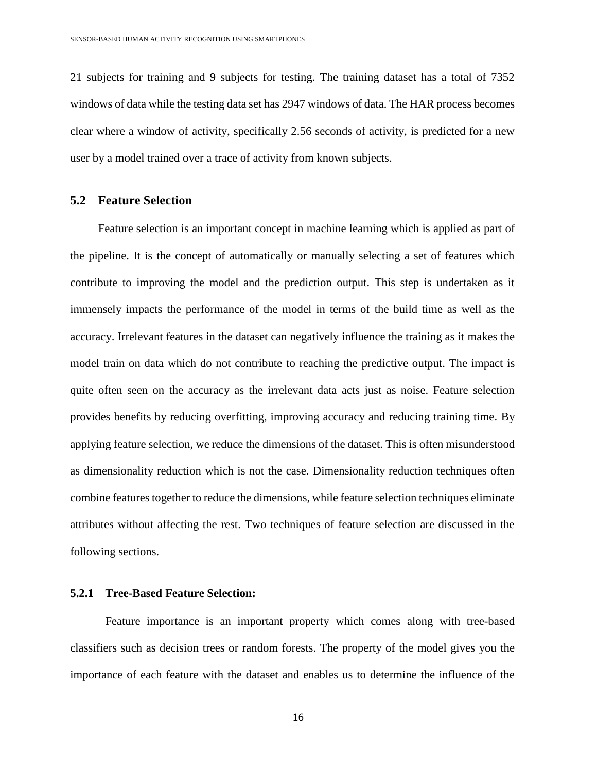21 subjects for training and 9 subjects for testing. The training dataset has a total of 7352 windows of data while the testing data set has 2947 windows of data. The HAR process becomes clear where a window of activity, specifically 2.56 seconds of activity, is predicted for a new user by a model trained over a trace of activity from known subjects.

## 5.2 Feature Selection

Feature selection is an important concept in machine learning which is applied as part of the pipeline. It is the concept of automatically or manually selecting a set of features which contribute to improving the model and the prediction output. This step is undertaken as it immensely impacts the performance of the model in terms of the build time as well as the accuracy. Irrelevant features in the dataset can negatively influence the training as it makes the model train on data which do not contribute to reaching the predictive output. The impact is quite often seen on the accuracy as the irrelevant data acts just as noise. Feature selection provides benefits by reducing overfitting, improving accuracy and reducing training time. By applying feature selection, we reduce the dimensions of the dataset. This is often misunderstood as dimensionality reduction which is not the case. Dimensionality reduction techniques often combine features together to reduce the dimensions, while feature selection techniques eliminate attributes without affecting the rest. Two techniques of feature selection are discussed in the following sections.

### 5.2.1 Tree-Based Feature Selection:

Feature importance is an important property which comes along with tree-based classifiers such as decision trees or random forests. The property of the model gives you the importance of each feature with the dataset and enables us to determine the influence of the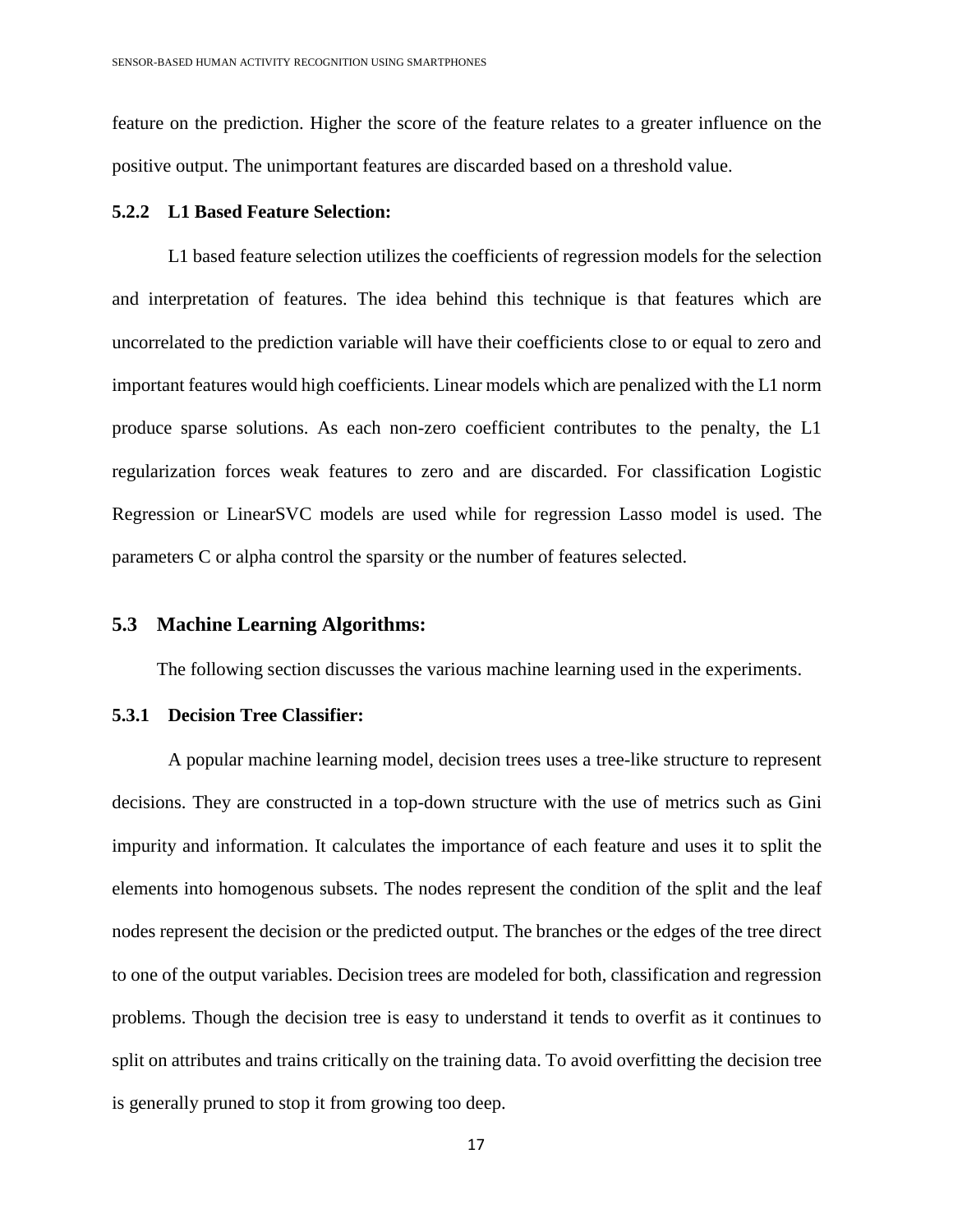feature on the prediction. Higher the score of the feature relates to a greater influence on the positive output. The unimportant features are discarded based on a threshold value.

#### 5.2.2 L1 Based Feature Selection:

L1 based feature selection utilizes the coefficients of regression models for the selection and interpretation of features. The idea behind this technique is that features which are uncorrelated to the prediction variable will have their coefficients close to or equal to zero and important features would high coefficients. Linear models which are penalized with the L1 norm produce sparse solutions. As each non-zero coefficient contributes to the penalty, the L1 regularization forces weak features to zero and are discarded. For classification Logistic Regression or LinearSVC models are used while for regression Lasso model is used. The parameters C or alpha control the sparsity or the number of features selected.

### 5.3 Machine Learning Algorithms:

The following section discusses the various machine learning used in the experiments.

#### 5.3.1 Decision Tree Classifier:

A popular machine learning model, decision trees uses a tree-like structure to represent decisions. They are constructed in a top-down structure with the use of metrics such as Gini impurity and information. It calculates the importance of each feature and uses it to split the elements into homogenous subsets. The nodes represent the condition of the split and the leaf nodes represent the decision or the predicted output. The branches or the edges of the tree direct to one of the output variables. Decision trees are modeled for both, classification and regression problems. Though the decision tree is easy to understand it tends to overfit as it continues to split on attributes and trains critically on the training data. To avoid overfitting the decision tree is generally pruned to stop it from growing too deep.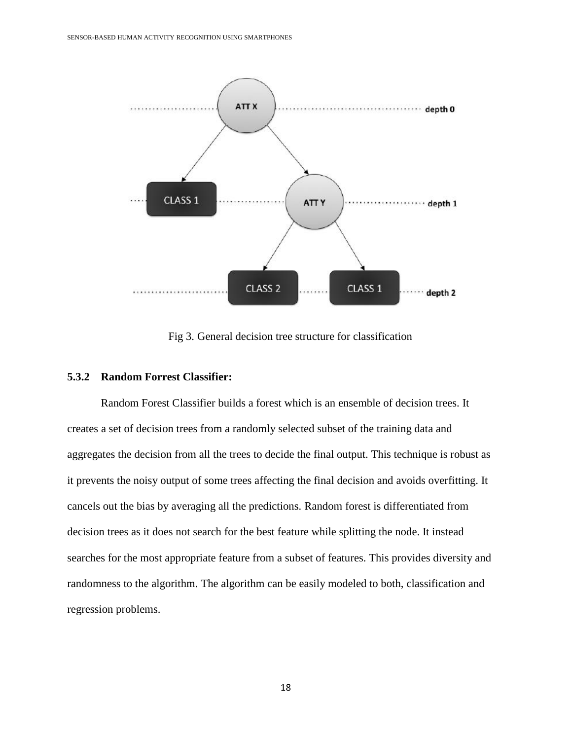ATT X

depth 0

CLASS 1

ATT Y

depth 1

CLASS 2

CLASS 1

depth 2

Fig 3. General decision tree structure for classification

### 5.3.2 Random Forrest Classifier:

Random Forest Classifier builds a forest which is an ensemble of decision trees. It creates a set of decision trees from a randomly selected subset of the training data and aggregates the decision from all the trees to decide the final output. This technique is robust as it prevents the noisy output of some trees affecting the final decision and avoids overfitting. It cancels out the bias by averaging all the predictions. Random forest is differentiated from decision trees as it does not search for the best feature while splitting the node. It instead searches for the most appropriate feature from a subset of features. This provides diversity and randomness to the algorithm. The algorithm can be easily modeled to both, classification and regression problems.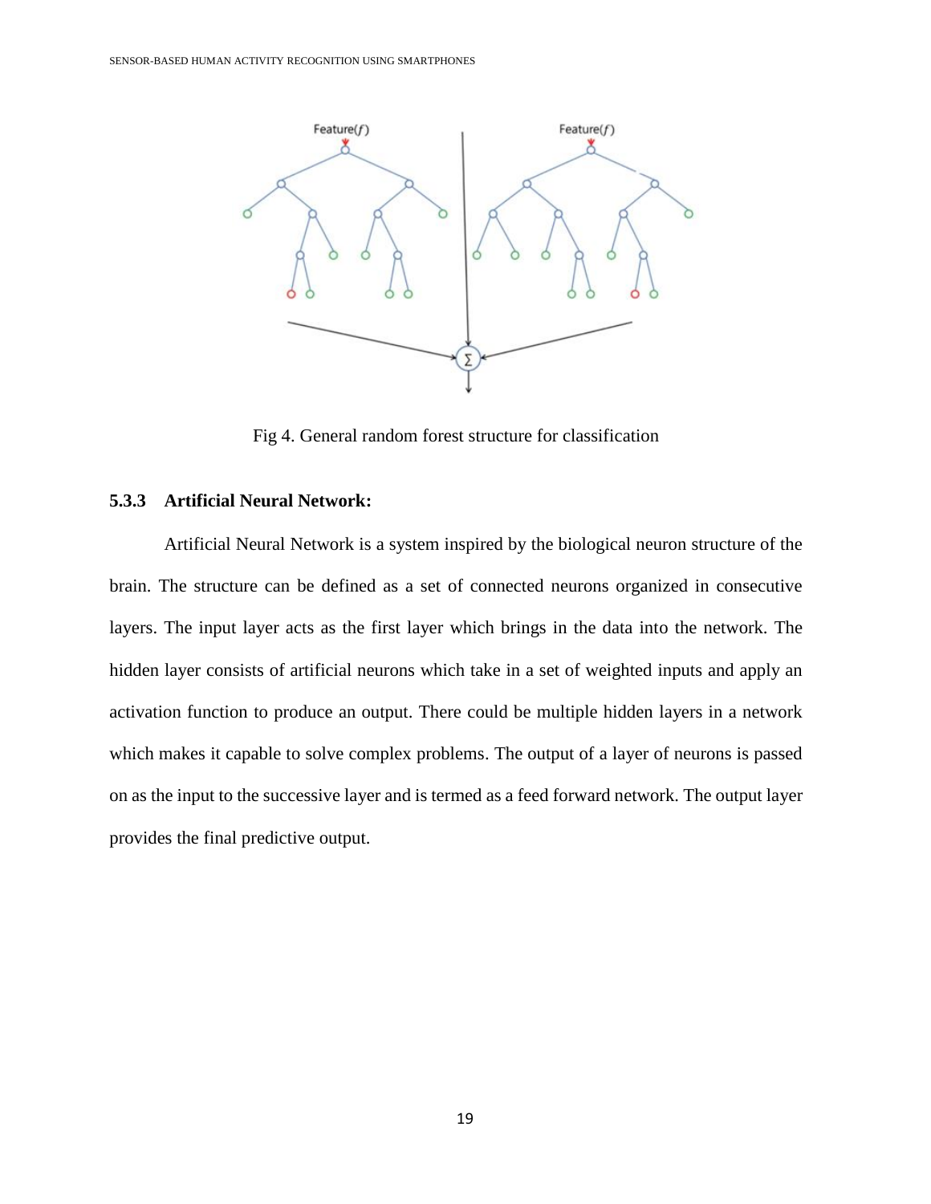Feature($f$)

Feature($f$)

Σ

Fig 4. General random forest structure for classification

### 5.3.3 Artificial Neural Network:

Artificial Neural Network is a system inspired by the biological neuron structure of the brain. The structure can be defined as a set of connected neurons organized in consecutive layers. The input layer acts as the first layer which brings in the data into the network. The hidden layer consists of artificial neurons which take in a set of weighted inputs and apply an activation function to produce an output. There could be multiple hidden layers in a network which makes it capable to solve complex problems. The output of a layer of neurons is passed on as the input to the successive layer and is termed as a feed forward network. The output layer provides the final predictive output.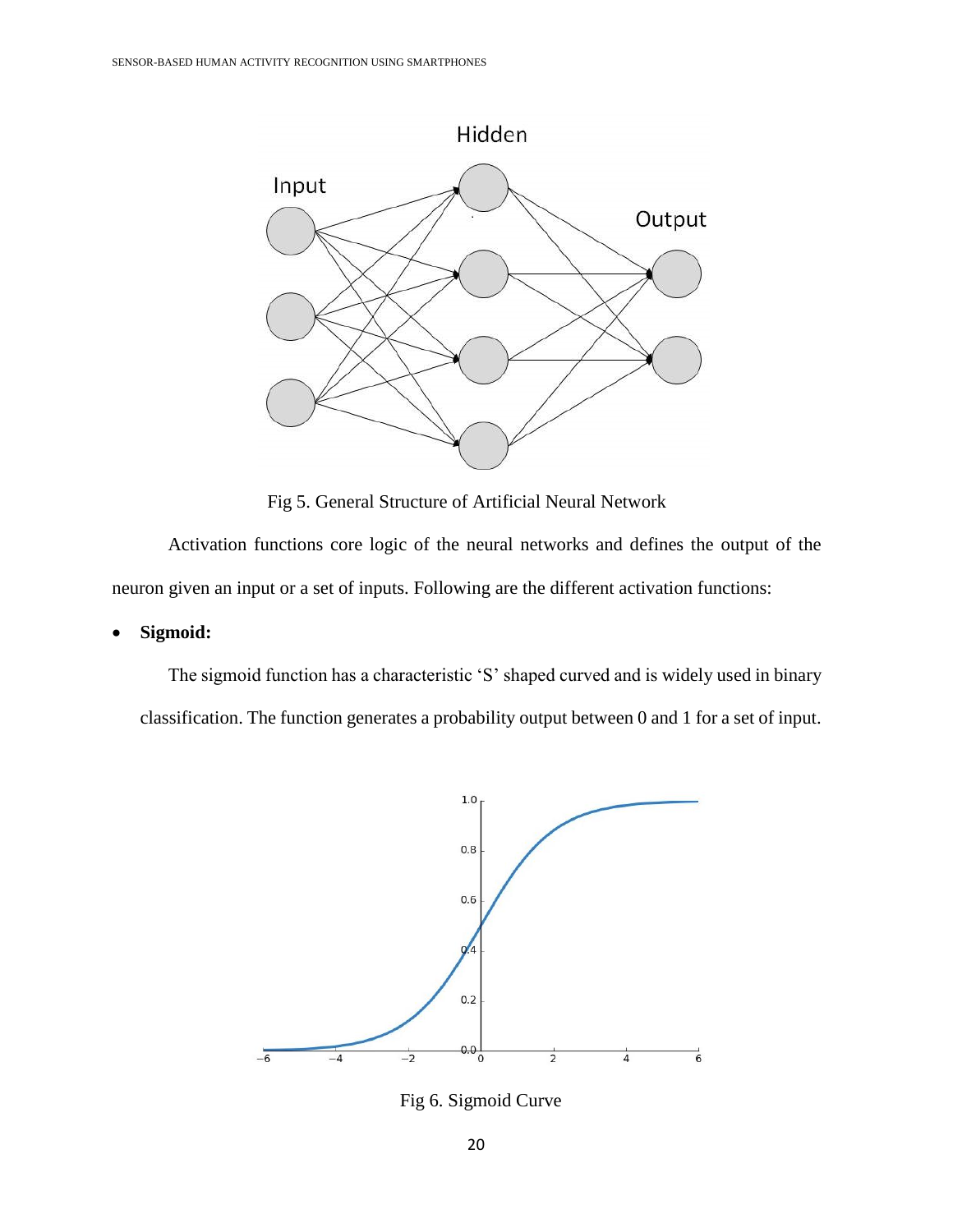Hidden

Input

Output

Fig 5. General Structure of Artificial Neural Network

Activation functions core logic of the neural networks and defines the output of the neuron given an input or a set of inputs. Following are the different activation functions:

- **Sigmoid:**

  The sigmoid function has a characteristic 'S' shaped curved and is widely used in binary classification. The function generates a probability output between 0 and 1 for a set of input.

1.0

0.8

0.6

0.4

0.2

0.0

−6

−4

−2

0

2

4

6

Fig 6. Sigmoid Curve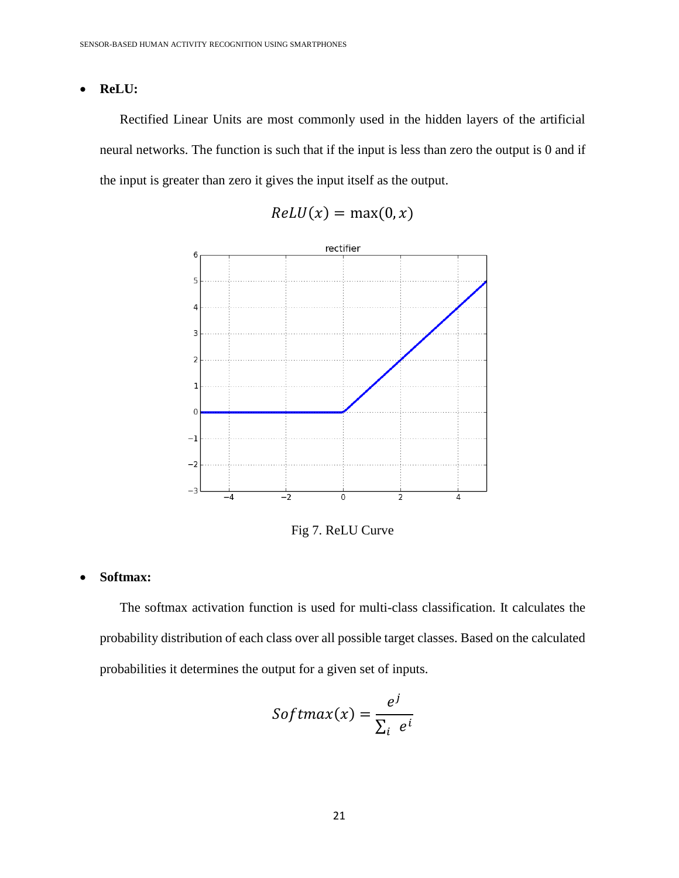- **ReLU:**

  Rectified Linear Units are most commonly used in the hidden layers of the artificial neural networks. The function is such that if the input is less than zero the output is 0 and if the input is greater than zero it gives the input itself as the output.

$$ReLU(x) = \max(0, x)$$

rectifier

6
5
4
3
2
1
0
−1
−2
−3

−4
−2
0
2
4

Fig 7. ReLU Curve

- **Softmax:**

  The softmax activation function is used for multi-class classification. It calculates the probability distribution of each class over all possible target classes. Based on the calculated probabilities it determines the output for a given set of inputs.

$$Softmax(x) = \frac{e^{j}}{\sum_{i} \ e^{i}}$$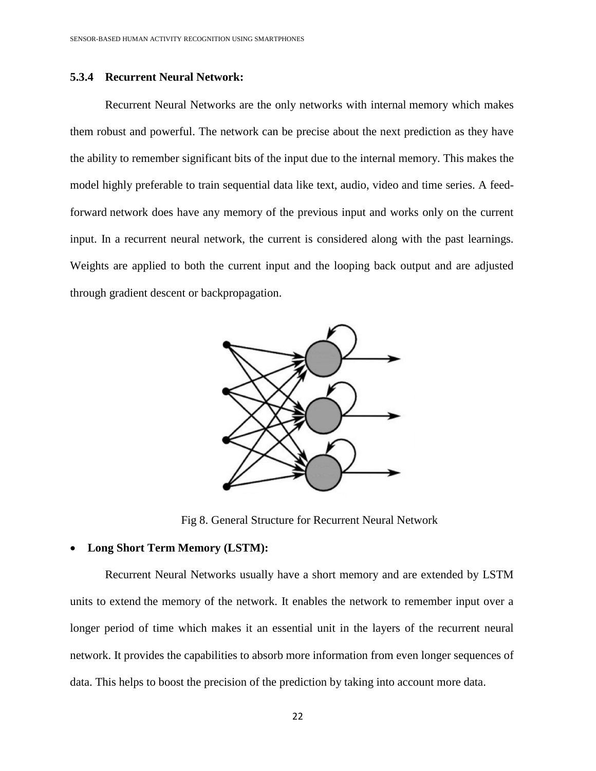### 5.3.4 Recurrent Neural Network:

Recurrent Neural Networks are the only networks with internal memory which makes them robust and powerful. The network can be precise about the next prediction as they have the ability to remember significant bits of the input due to the internal memory. This makes the model highly preferable to train sequential data like text, audio, video and time series. A feed-forward network does have any memory of the previous input and works only on the current input. In a recurrent neural network, the current is considered along with the past learnings. Weights are applied to both the current input and the looping back output and are adjusted through gradient descent or backpropagation.

Fig 8. General Structure for Recurrent Neural Network

- **Long Short Term Memory (LSTM):**

Recurrent Neural Networks usually have a short memory and are extended by LSTM units to extend the memory of the network. It enables the network to remember input over a longer period of time which makes it an essential unit in the layers of the recurrent neural network. It provides the capabilities to absorb more information from even longer sequences of data. This helps to boost the precision of the prediction by taking into account more data.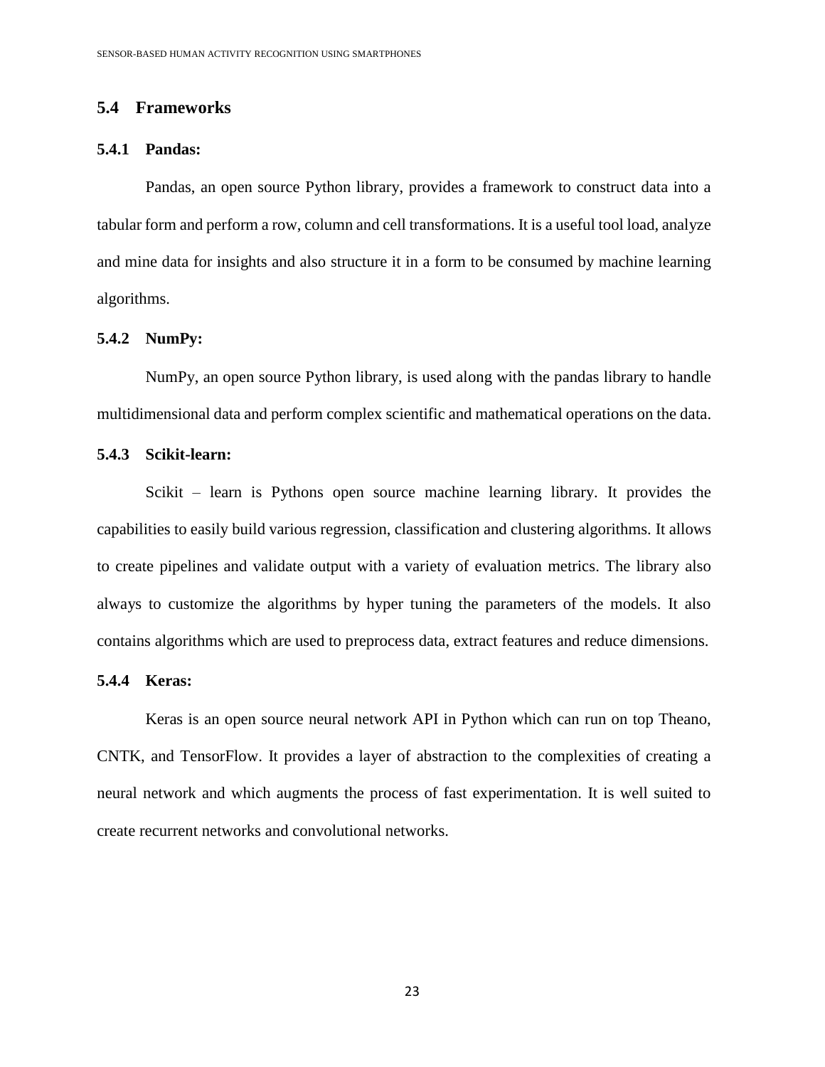## 5.4 Frameworks

### 5.4.1 Pandas:

Pandas, an open source Python library, provides a framework to construct data into a tabular form and perform a row, column and cell transformations. It is a useful tool load, analyze and mine data for insights and also structure it in a form to be consumed by machine learning algorithms.

### 5.4.2 NumPy:

NumPy, an open source Python library, is used along with the pandas library to handle multidimensional data and perform complex scientific and mathematical operations on the data.

### 5.4.3 Scikit-learn:

Scikit – learn is Pythons open source machine learning library. It provides the capabilities to easily build various regression, classification and clustering algorithms. It allows to create pipelines and validate output with a variety of evaluation metrics. The library also always to customize the algorithms by hyper tuning the parameters of the models. It also contains algorithms which are used to preprocess data, extract features and reduce dimensions.

### 5.4.4 Keras:

Keras is an open source neural network API in Python which can run on top Theano, CNTK, and TensorFlow. It provides a layer of abstraction to the complexities of creating a neural network and which augments the process of fast experimentation. It is well suited to create recurrent networks and convolutional networks.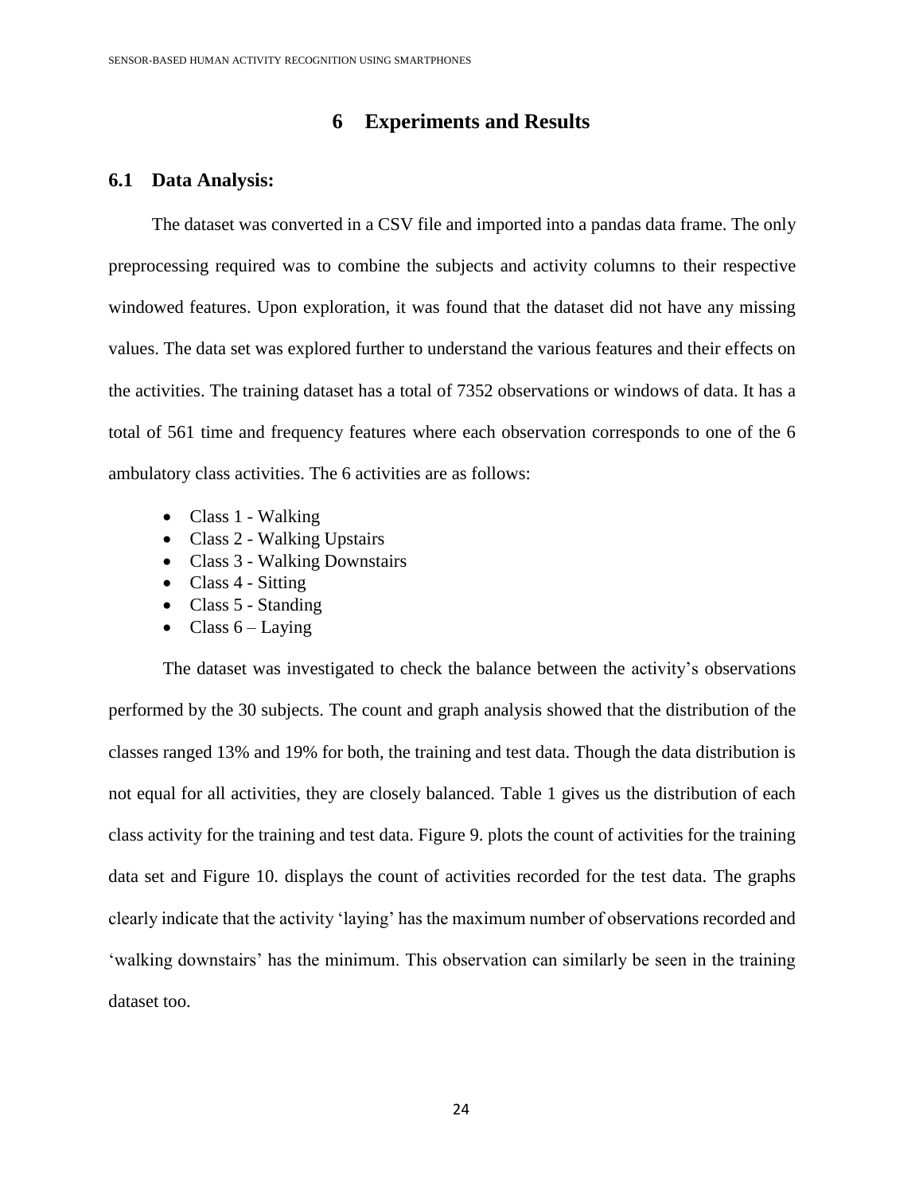# 6 Experiments and Results

## 6.1 Data Analysis:

The dataset was converted in a CSV file and imported into a pandas data frame. The only preprocessing required was to combine the subjects and activity columns to their respective windowed features. Upon exploration, it was found that the dataset did not have any missing values. The data set was explored further to understand the various features and their effects on the activities. The training dataset has a total of 7352 observations or windows of data. It has a total of 561 time and frequency features where each observation corresponds to one of the 6 ambulatory class activities. The 6 activities are as follows:

- Class 1 - Walking
- Class 2 - Walking Upstairs
- Class 3 - Walking Downstairs
- Class 4 - Sitting
- Class 5 - Standing
- Class 6 – Laying

The dataset was investigated to check the balance between the activity's observations performed by the 30 subjects. The count and graph analysis showed that the distribution of the classes ranged 13% and 19% for both, the training and test data. Though the data distribution is not equal for all activities, they are closely balanced. Table 1 gives us the distribution of each class activity for the training and test data. Figure 9. plots the count of activities for the training data set and Figure 10. displays the count of activities recorded for the test data. The graphs clearly indicate that the activity 'laying' has the maximum number of observations recorded and 'walking downstairs' has the minimum. This observation can similarly be seen in the training dataset too.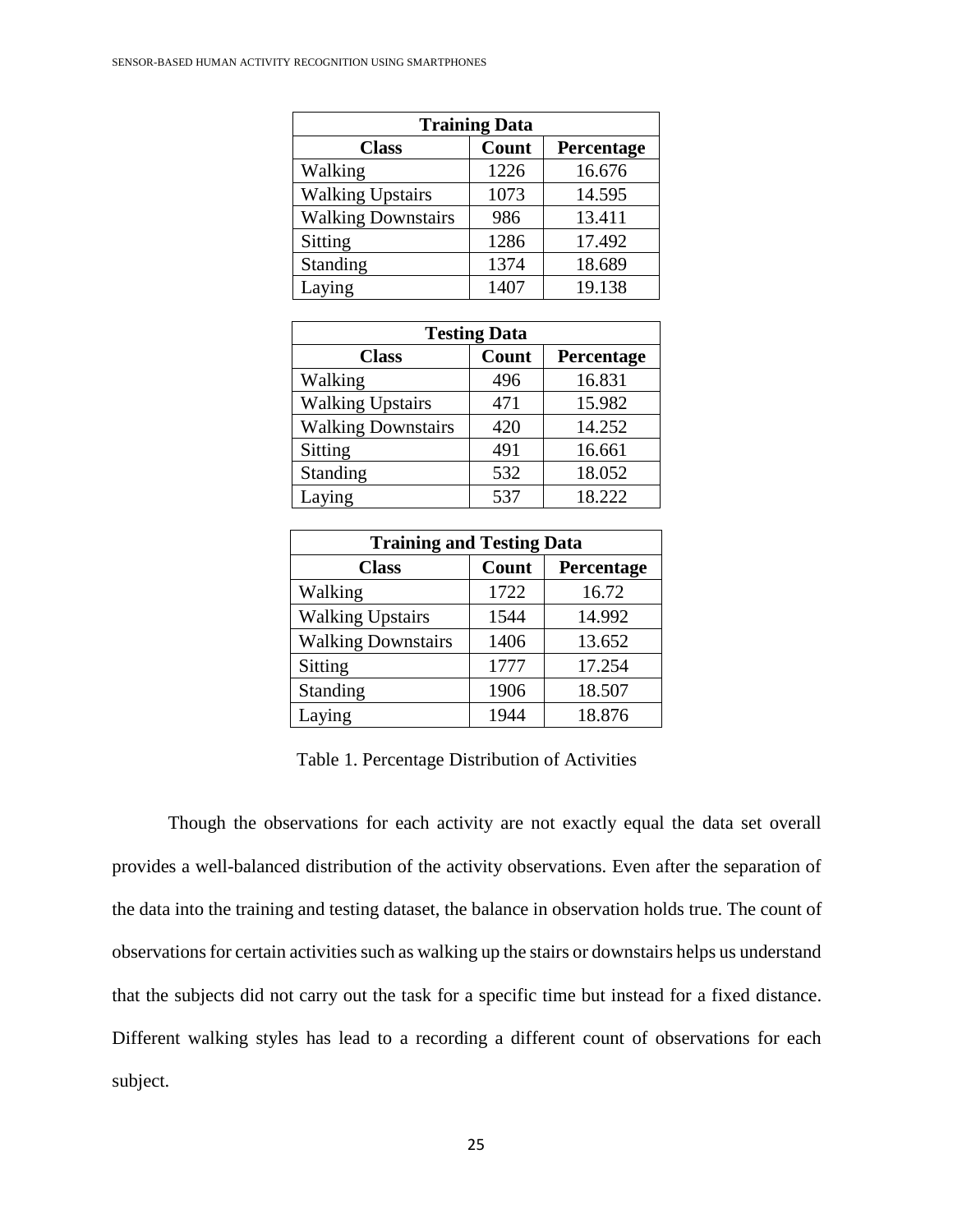| Training Data | | |
|---|---|---|
| **Class** | **Count** | **Percentage** |
| Walking | 1226 | 16.676 |
| Walking Upstairs | 1073 | 14.595 |
| Walking Downstairs | 986 | 13.411 |
| Sitting | 1286 | 17.492 |
| Standing | 1374 | 18.689 |
| Laying | 1407 | 19.138 |

| Testing Data | | |
|---|---|---|
| **Class** | **Count** | **Percentage** |
| Walking | 496 | 16.831 |
| Walking Upstairs | 471 | 15.982 |
| Walking Downstairs | 420 | 14.252 |
| Sitting | 491 | 16.661 |
| Standing | 532 | 18.052 |
| Laying | 537 | 18.222 |

| Training and Testing Data | | |
|---|---|---|
| **Class** | **Count** | **Percentage** |
| Walking | 1722 | 16.72 |
| Walking Upstairs | 1544 | 14.992 |
| Walking Downstairs | 1406 | 13.652 |
| Sitting | 1777 | 17.254 |
| Standing | 1906 | 18.507 |
| Laying | 1944 | 18.876 |

Table 1. Percentage Distribution of Activities

Though the observations for each activity are not exactly equal the data set overall provides a well-balanced distribution of the activity observations. Even after the separation of the data into the training and testing dataset, the balance in observation holds true. The count of observations for certain activities such as walking up the stairs or downstairs helps us understand that the subjects did not carry out the task for a specific time but instead for a fixed distance. Different walking styles has lead to a recording a different count of observations for each subject.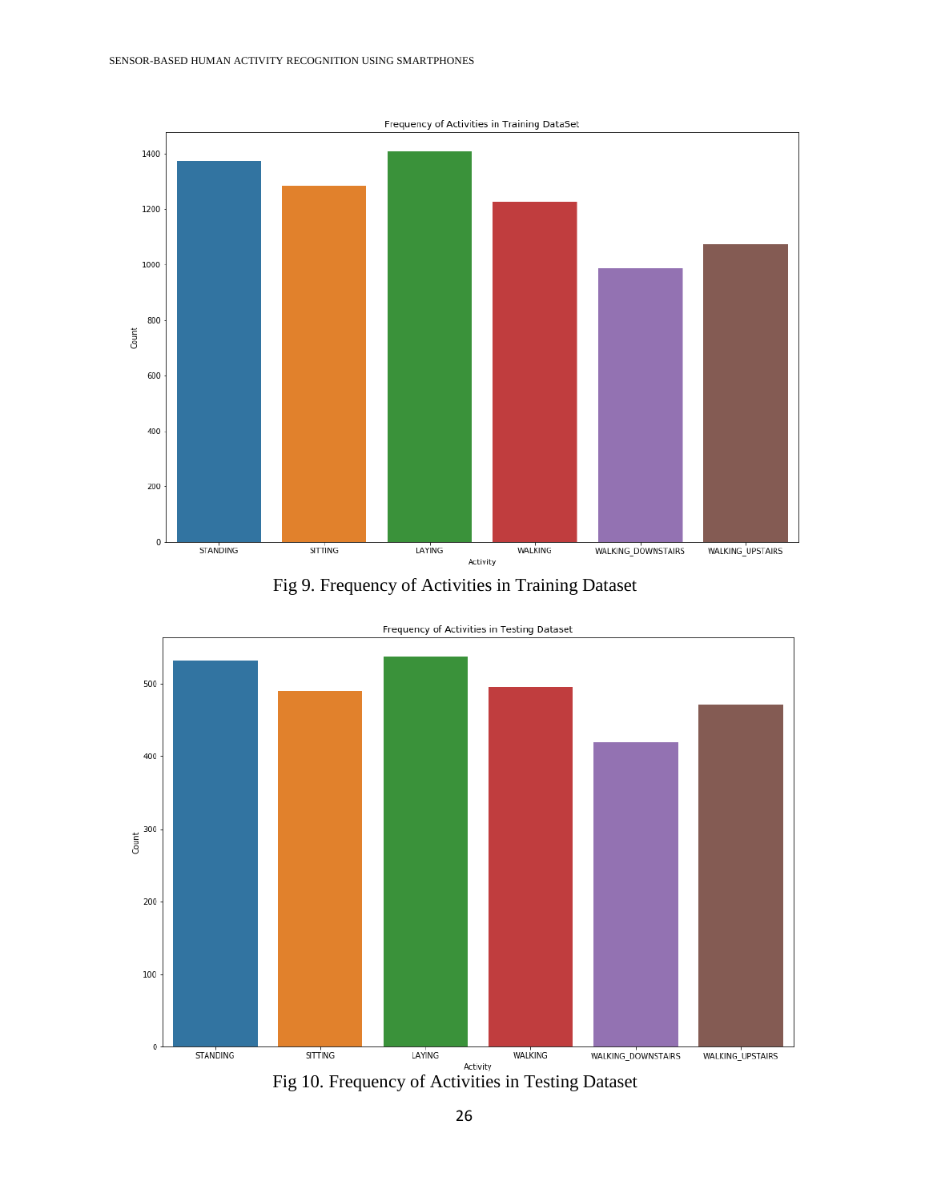Frequency of Activities in Training DataSet

Count

0
200
400
600
800
1000
1200
1400

STANDING
SITTING
LAYING
WALKING
WALKING_DOWNSTAIRS
WALKING_UPSTAIRS

Activity

Fig 9. Frequency of Activities in Training Dataset

Frequency of Activities in Testing Dataset

Count

0
100
200
300
400
500

STANDING
SITTING
LAYING
WALKING
WALKING_DOWNSTAIRS
WALKING_UPSTAIRS

Activity

Fig 10. Frequency of Activities in Testing Dataset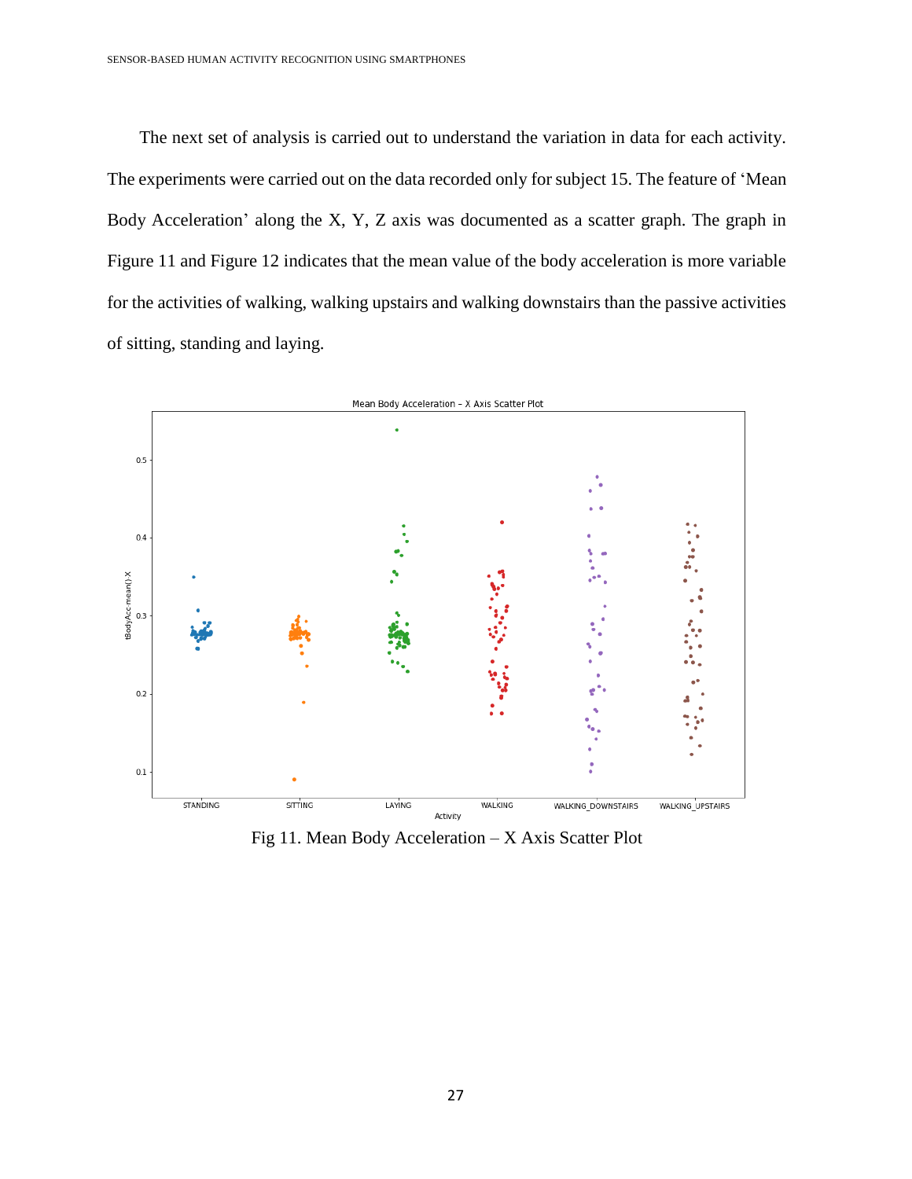The next set of analysis is carried out to understand the variation in data for each activity. The experiments were carried out on the data recorded only for subject 15. The feature of 'Mean Body Acceleration' along the X, Y, Z axis was documented as a scatter graph. The graph in Figure 11 and Figure 12 indicates that the mean value of the body acceleration is more variable for the activities of walking, walking upstairs and walking downstairs than the passive activities of sitting, standing and laying.

Mean Body Acceleration – X Axis Scatter Plot

tBodyAcc-mean()-X

0.5
0.4
0.3
0.2
0.1

STANDING
SITTING
LAYING
WALKING
WALKING_DOWNSTAIRS
WALKING_UPSTAIRS

Activity

Fig 11. Mean Body Acceleration – X Axis Scatter Plot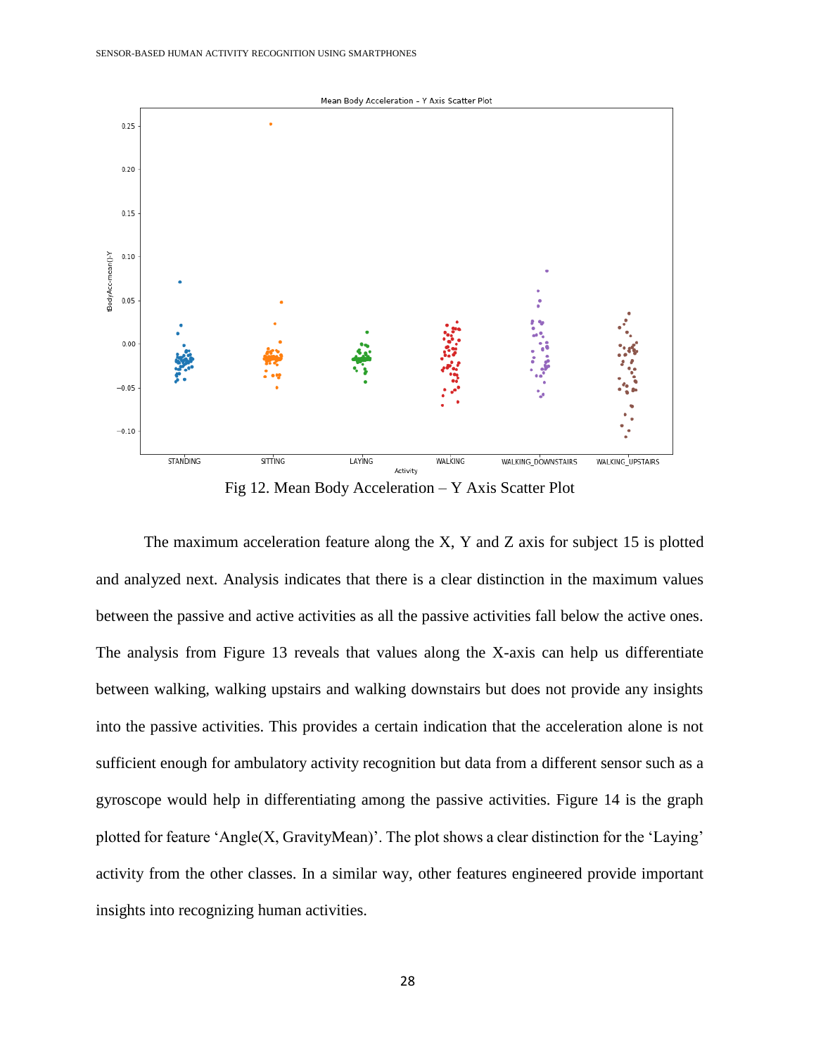Mean Body Acceleration – Y Axis Scatter Plot

0.25
0.20
0.15
0.10
0.05
0.00
−0.05
−0.10

tBodyAcc-mean()-Y

STANDING
SITTING
LAYING
WALKING
WALKING_DOWNSTAIRS
WALKING_UPSTAIRS

Activity

Fig 12. Mean Body Acceleration – Y Axis Scatter Plot

The maximum acceleration feature along the X, Y and Z axis for subject 15 is plotted and analyzed next. Analysis indicates that there is a clear distinction in the maximum values between the passive and active activities as all the passive activities fall below the active ones. The analysis from Figure 13 reveals that values along the X-axis can help us differentiate between walking, walking upstairs and walking downstairs but does not provide any insights into the passive activities. This provides a certain indication that the acceleration alone is not sufficient enough for ambulatory activity recognition but data from a different sensor such as a gyroscope would help in differentiating among the passive activities. Figure 14 is the graph plotted for feature 'Angle(X, GravityMean)'. The plot shows a clear distinction for the 'Laying' activity from the other classes. In a similar way, other features engineered provide important insights into recognizing human activities.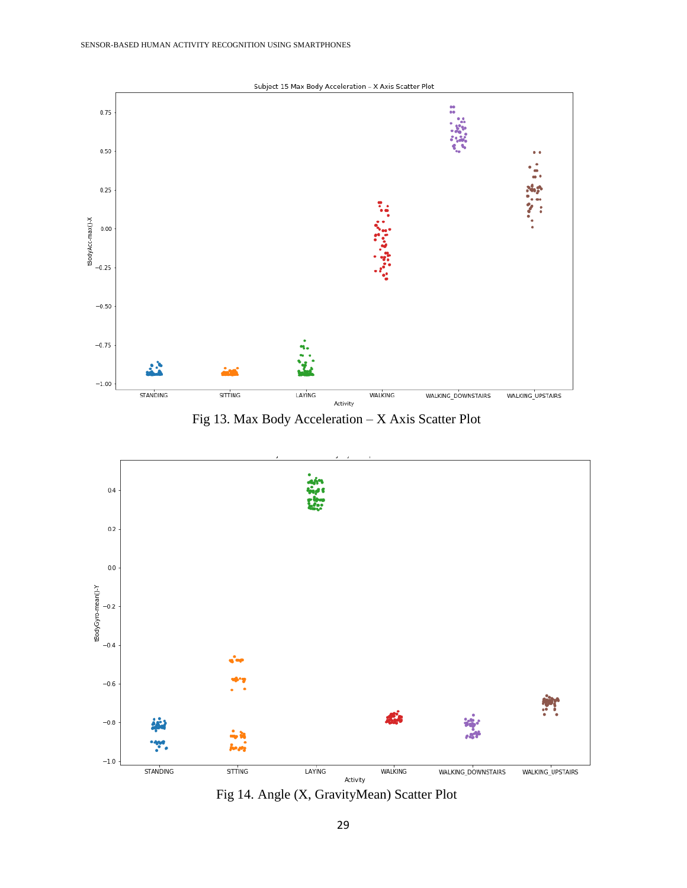Subject 15 Max Body Acceleration – X Axis Scatter Plot

0.75
0.50
0.25
0.00
−0.25
−0.50
−0.75
−1.00

tBodyAcc-max()-X

STANDING
SITTING
LAYING
WALKING
WALKING_DOWNSTAIRS
WALKING_UPSTAIRS

Activity

Fig 13. Max Body Acceleration – X Axis Scatter Plot

0.4
0.2
0.0
−0.2
−0.4
−0.6
−0.8
−1.0

tBodyGyro-mean()-Y

STANDING
SITTING
LAYING
WALKING
WALKING_DOWNSTAIRS
WALKING_UPSTAIRS

Activity

Fig 14. Angle (X, GravityMean) Scatter Plot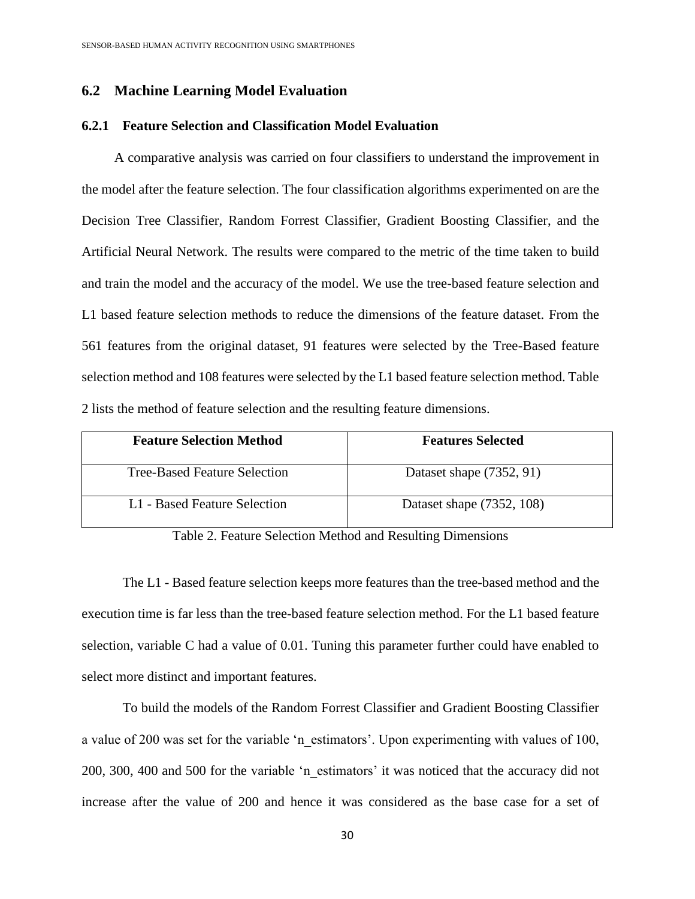## 6.2 Machine Learning Model Evaluation

### 6.2.1 Feature Selection and Classification Model Evaluation

A comparative analysis was carried on four classifiers to understand the improvement in the model after the feature selection. The four classification algorithms experimented on are the Decision Tree Classifier, Random Forrest Classifier, Gradient Boosting Classifier, and the Artificial Neural Network. The results were compared to the metric of the time taken to build and train the model and the accuracy of the model. We use the tree-based feature selection and L1 based feature selection methods to reduce the dimensions of the feature dataset. From the 561 features from the original dataset, 91 features were selected by the Tree-Based feature selection method and 108 features were selected by the L1 based feature selection method. Table 2 lists the method of feature selection and the resulting feature dimensions.

| Feature Selection Method | Features Selected |
|---|---|
| Tree-Based Feature Selection | Dataset shape (7352, 91) |
| L1 - Based Feature Selection | Dataset shape (7352, 108) |

Table 2. Feature Selection Method and Resulting Dimensions

The L1 - Based feature selection keeps more features than the tree-based method and the execution time is far less than the tree-based feature selection method. For the L1 based feature selection, variable C had a value of 0.01. Tuning this parameter further could have enabled to select more distinct and important features.

To build the models of the Random Forrest Classifier and Gradient Boosting Classifier a value of 200 was set for the variable 'n_estimators'. Upon experimenting with values of 100, 200, 300, 400 and 500 for the variable 'n_estimators' it was noticed that the accuracy did not increase after the value of 200 and hence it was considered as the base case for a set of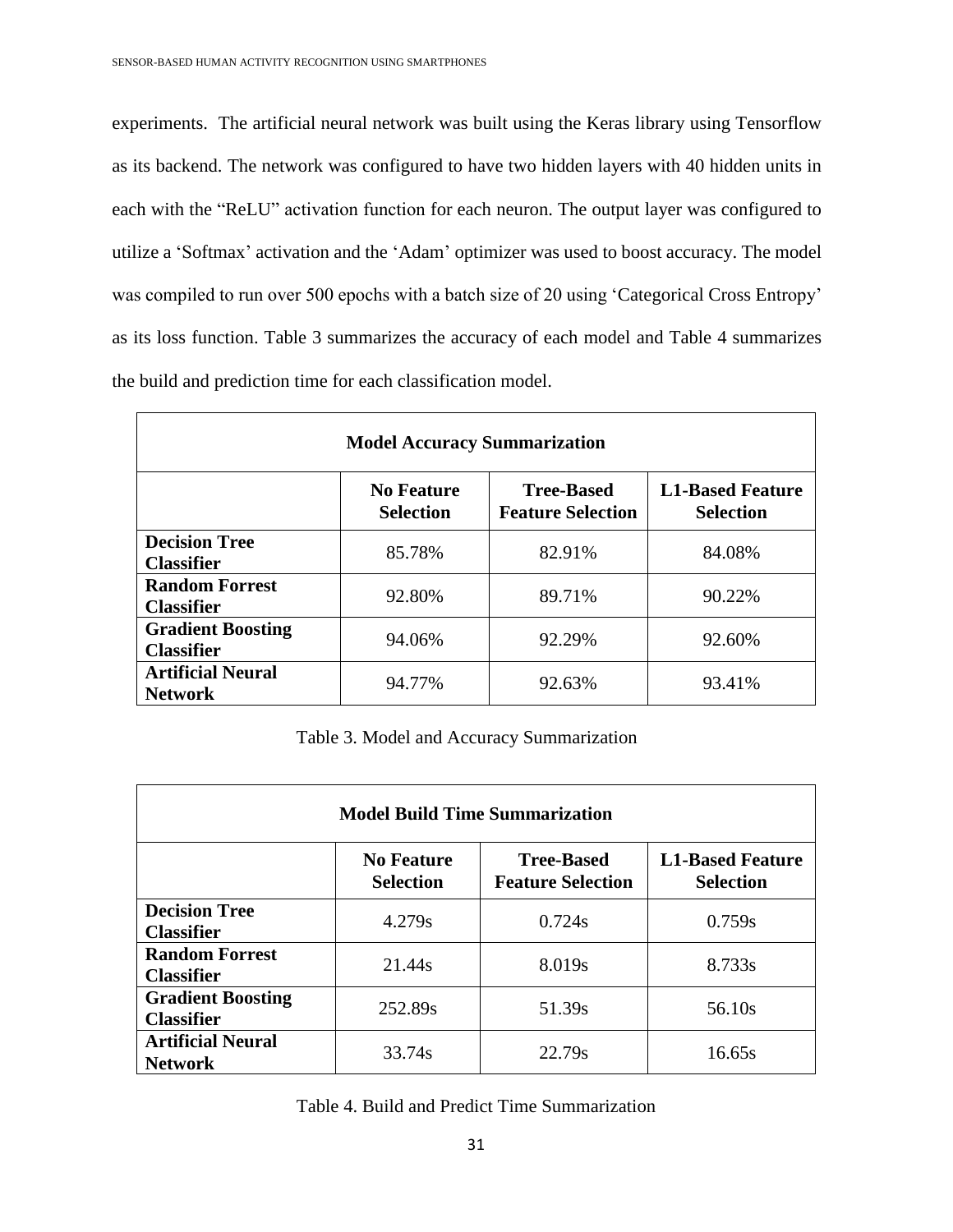experiments. The artificial neural network was built using the Keras library using Tensorflow as its backend. The network was configured to have two hidden layers with 40 hidden units in each with the "ReLU" activation function for each neuron. The output layer was configured to utilize a 'Softmax' activation and the 'Adam' optimizer was used to boost accuracy. The model was compiled to run over 500 epochs with a batch size of 20 using 'Categorical Cross Entropy' as its loss function. Table 3 summarizes the accuracy of each model and Table 4 summarizes the build and prediction time for each classification model.

| **Model Accuracy Summarization** | | | |
|---|---|---|---|
| | **No Feature Selection** | **Tree-Based Feature Selection** | **L1-Based Feature Selection** |
| **Decision Tree Classifier** | 85.78% | 82.91% | 84.08% |
| **Random Forrest Classifier** | 92.80% | 89.71% | 90.22% |
| **Gradient Boosting Classifier** | 94.06% | 92.29% | 92.60% |
| **Artificial Neural Network** | 94.77% | 92.63% | 93.41% |

Table 3. Model and Accuracy Summarization

| **Model Build Time Summarization** | | | |
|---|---|---|---|
| | **No Feature Selection** | **Tree-Based Feature Selection** | **L1-Based Feature Selection** |
| **Decision Tree Classifier** | 4.279s | 0.724s | 0.759s |
| **Random Forrest Classifier** | 21.44s | 8.019s | 8.733s |
| **Gradient Boosting Classifier** | 252.89s | 51.39s | 56.10s |
| **Artificial Neural Network** | 33.74s | 22.79s | 16.65s |

Table 4. Build and Predict Time Summarization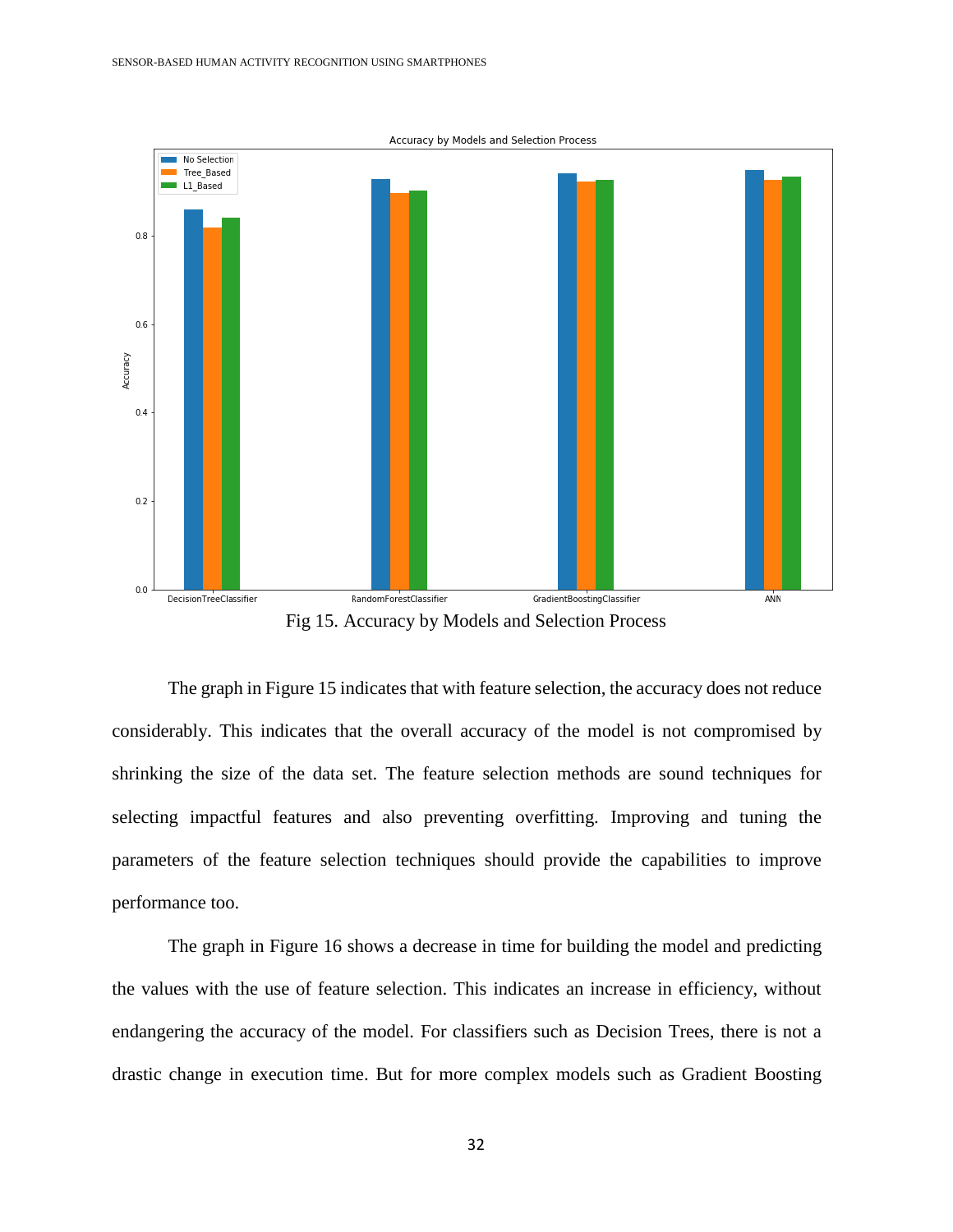Accuracy by Models and Selection Process

No Selection
Tree_Based
L1_Based

Accuracy

0.0
0.2
0.4
0.6
0.8

DecisionTreeClassifier
RandomForestClassifier
GradientBoostingClassifier
ANN

Fig 15. Accuracy by Models and Selection Process

The graph in Figure 15 indicates that with feature selection, the accuracy does not reduce considerably. This indicates that the overall accuracy of the model is not compromised by shrinking the size of the data set. The feature selection methods are sound techniques for selecting impactful features and also preventing overfitting. Improving and tuning the parameters of the feature selection techniques should provide the capabilities to improve performance too.

The graph in Figure 16 shows a decrease in time for building the model and predicting the values with the use of feature selection. This indicates an increase in efficiency, without endangering the accuracy of the model. For classifiers such as Decision Trees, there is not a drastic change in execution time. But for more complex models such as Gradient Boosting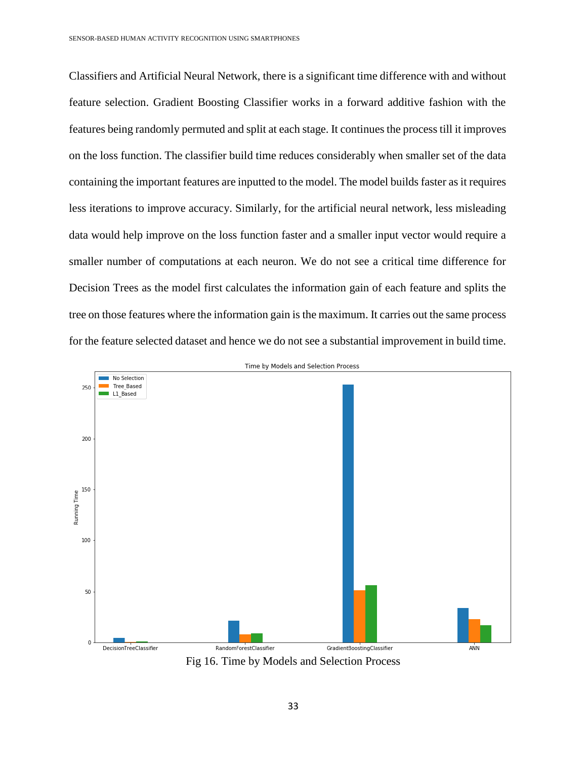Classifiers and Artificial Neural Network, there is a significant time difference with and without feature selection. Gradient Boosting Classifier works in a forward additive fashion with the features being randomly permuted and split at each stage. It continues the process till it improves on the loss function. The classifier build time reduces considerably when smaller set of the data containing the important features are inputted to the model. The model builds faster as it requires less iterations to improve accuracy. Similarly, for the artificial neural network, less misleading data would help improve on the loss function faster and a smaller input vector would require a smaller number of computations at each neuron. We do not see a critical time difference for Decision Trees as the model first calculates the information gain of each feature and splits the tree on those features where the information gain is the maximum. It carries out the same process for the feature selected dataset and hence we do not see a substantial improvement in build time.

Time by Models and Selection Process

No Selection
Tree_Based
L1_Based

Running Time

0
50
100
150
200
250

DecisionTreeClassifier
RandomForestClassifier
GradientBoostingClassifier
ANN

Fig 16. Time by Models and Selection Process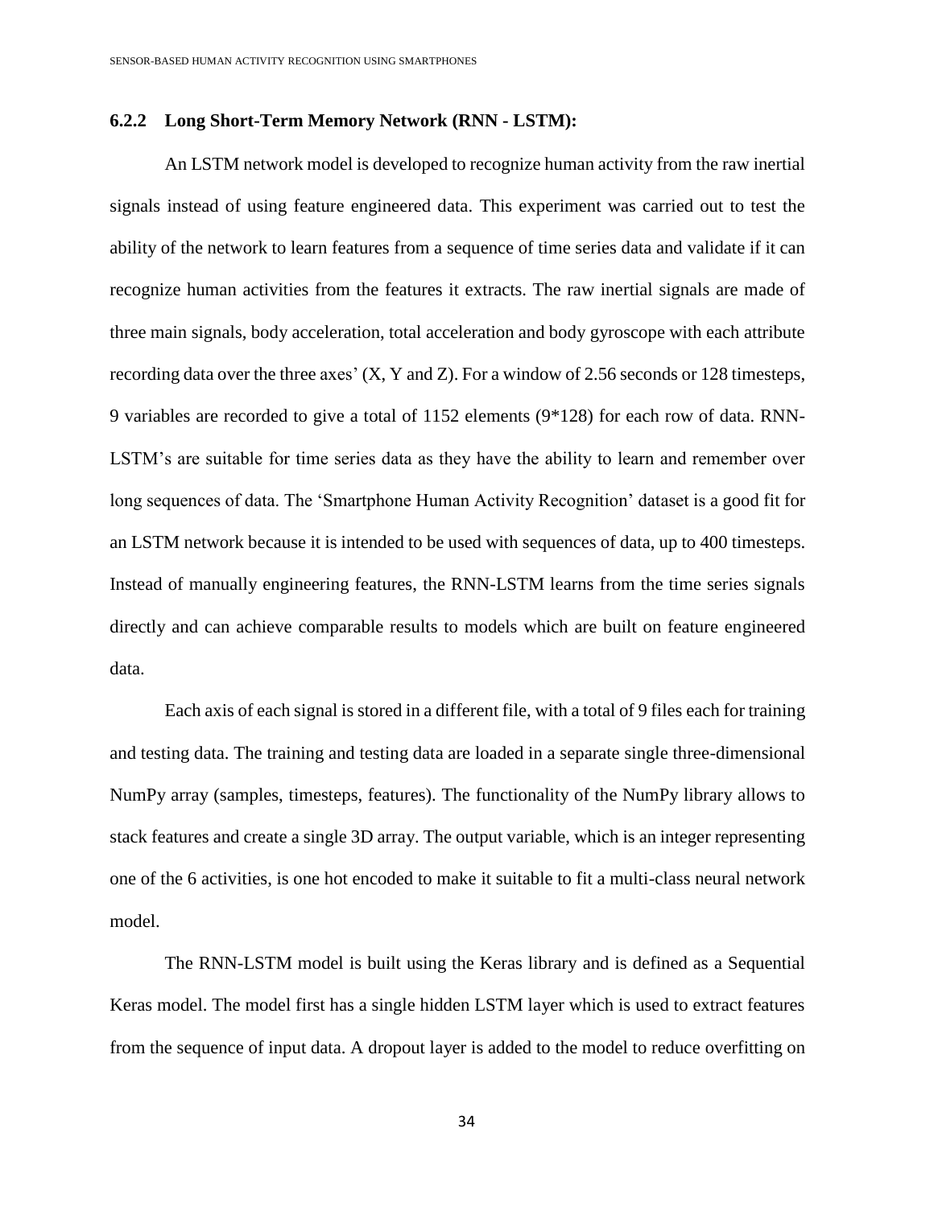### 6.2.2 Long Short-Term Memory Network (RNN - LSTM):

An LSTM network model is developed to recognize human activity from the raw inertial signals instead of using feature engineered data. This experiment was carried out to test the ability of the network to learn features from a sequence of time series data and validate if it can recognize human activities from the features it extracts. The raw inertial signals are made of three main signals, body acceleration, total acceleration and body gyroscope with each attribute recording data over the three axes' (X, Y and Z). For a window of 2.56 seconds or 128 timesteps, 9 variables are recorded to give a total of 1152 elements (9*128) for each row of data. RNN-LSTM's are suitable for time series data as they have the ability to learn and remember over long sequences of data. The 'Smartphone Human Activity Recognition' dataset is a good fit for an LSTM network because it is intended to be used with sequences of data, up to 400 timesteps. Instead of manually engineering features, the RNN-LSTM learns from the time series signals directly and can achieve comparable results to models which are built on feature engineered data.

Each axis of each signal is stored in a different file, with a total of 9 files each for training and testing data. The training and testing data are loaded in a separate single three-dimensional NumPy array (samples, timesteps, features). The functionality of the NumPy library allows to stack features and create a single 3D array. The output variable, which is an integer representing one of the 6 activities, is one hot encoded to make it suitable to fit a multi-class neural network model.

The RNN-LSTM model is built using the Keras library and is defined as a Sequential Keras model. The model first has a single hidden LSTM layer which is used to extract features from the sequence of input data. A dropout layer is added to the model to reduce overfitting on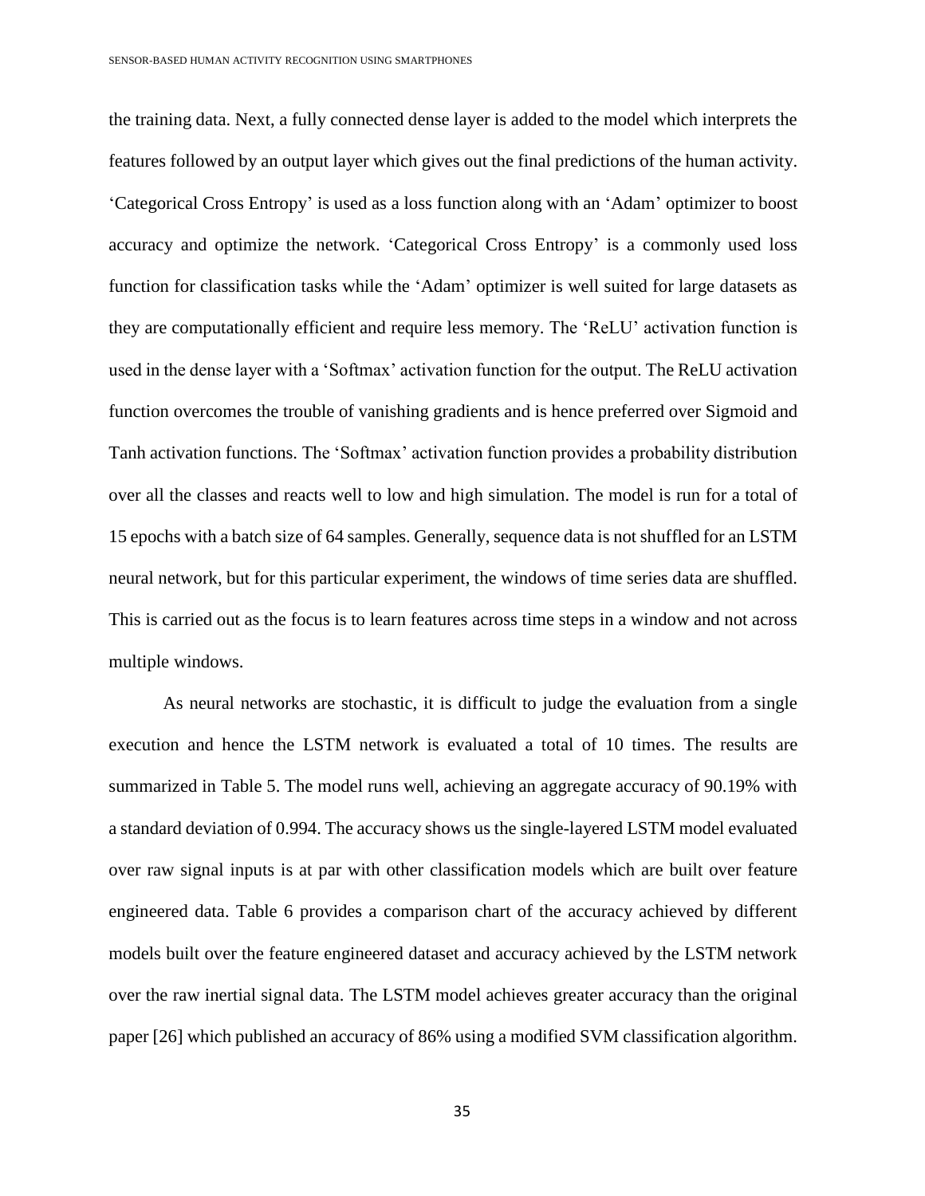the training data. Next, a fully connected dense layer is added to the model which interprets the features followed by an output layer which gives out the final predictions of the human activity. 'Categorical Cross Entropy' is used as a loss function along with an 'Adam' optimizer to boost accuracy and optimize the network. 'Categorical Cross Entropy' is a commonly used loss function for classification tasks while the 'Adam' optimizer is well suited for large datasets as they are computationally efficient and require less memory. The 'ReLU' activation function is used in the dense layer with a 'Softmax' activation function for the output. The ReLU activation function overcomes the trouble of vanishing gradients and is hence preferred over Sigmoid and Tanh activation functions. The 'Softmax' activation function provides a probability distribution over all the classes and reacts well to low and high simulation. The model is run for a total of 15 epochs with a batch size of 64 samples. Generally, sequence data is not shuffled for an LSTM neural network, but for this particular experiment, the windows of time series data are shuffled. This is carried out as the focus is to learn features across time steps in a window and not across multiple windows.

As neural networks are stochastic, it is difficult to judge the evaluation from a single execution and hence the LSTM network is evaluated a total of 10 times. The results are summarized in Table 5. The model runs well, achieving an aggregate accuracy of 90.19% with a standard deviation of 0.994. The accuracy shows us the single-layered LSTM model evaluated over raw signal inputs is at par with other classification models which are built over feature engineered data. Table 6 provides a comparison chart of the accuracy achieved by different models built over the feature engineered dataset and accuracy achieved by the LSTM network over the raw inertial signal data. The LSTM model achieves greater accuracy than the original paper [26] which published an accuracy of 86% using a modified SVM classification algorithm.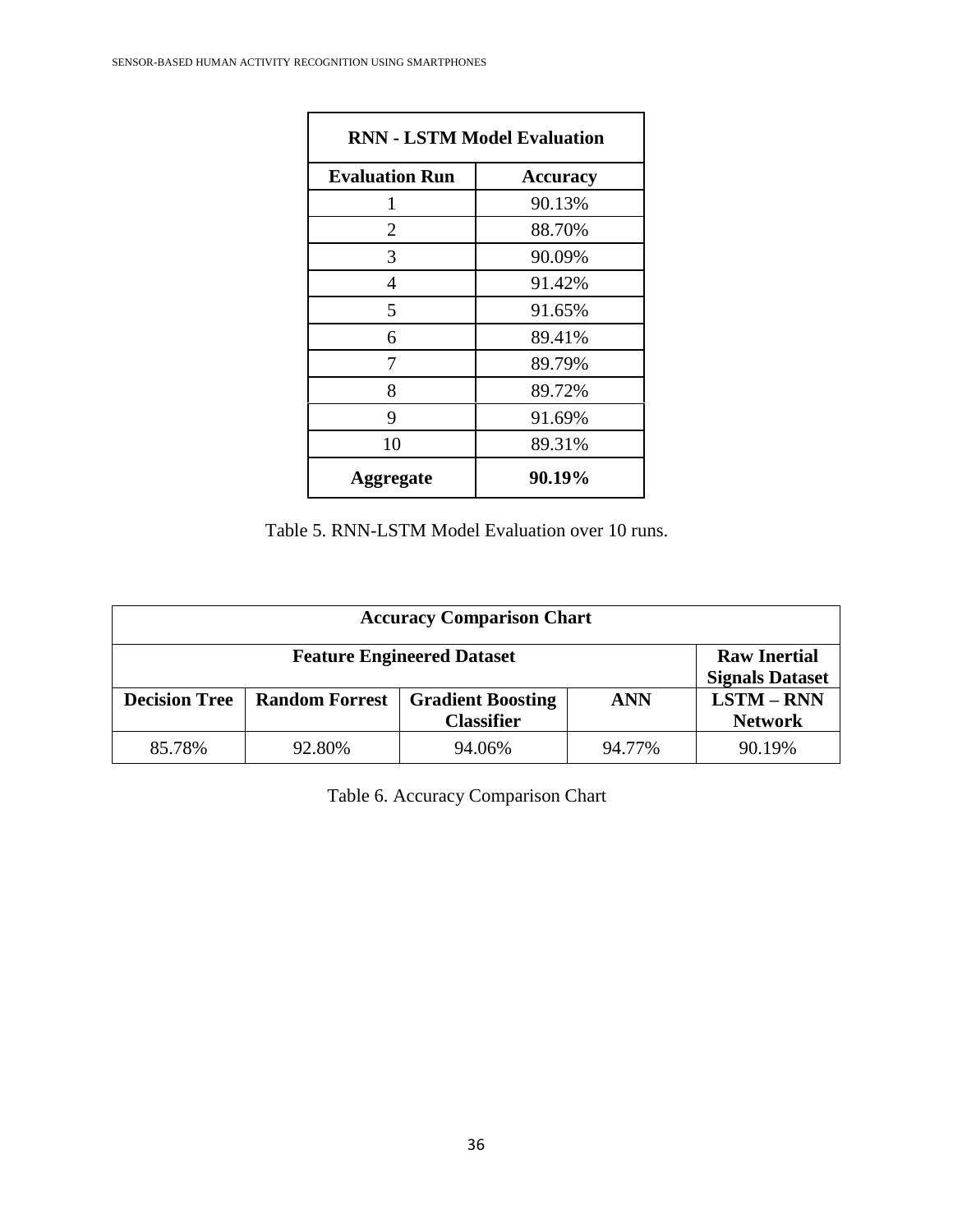| RNN - LSTM Model Evaluation | |
|---|---|
| **Evaluation Run** | **Accuracy** |
| 1 | 90.13% |
| 2 | 88.70% |
| 3 | 90.09% |
| 4 | 91.42% |
| 5 | 91.65% |
| 6 | 89.41% |
| 7 | 89.79% |
| 8 | 89.72% |
| 9 | 91.69% |
| 10 | 89.31% |
| **Aggregate** | **90.19%** |

Table 5. RNN-LSTM Model Evaluation over 10 runs.

| Accuracy Comparison Chart | | | | |
|---|---|---|---|---|
| **Feature Engineered Dataset** | | | | **Raw Inertial Signals Dataset** |
| **Decision Tree** | **Random Forrest** | **Gradient Boosting Classifier** | **ANN** | **LSTM – RNN Network** |
| 85.78% | 92.80% | 94.06% | 94.77% | 90.19% |

Table 6. Accuracy Comparison Chart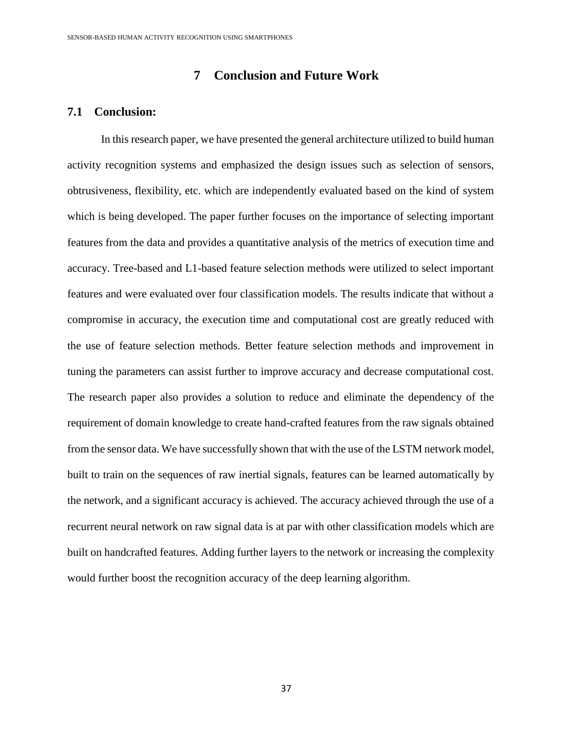# 7 Conclusion and Future Work

## 7.1 Conclusion:

In this research paper, we have presented the general architecture utilized to build human activity recognition systems and emphasized the design issues such as selection of sensors, obtrusiveness, flexibility, etc. which are independently evaluated based on the kind of system which is being developed. The paper further focuses on the importance of selecting important features from the data and provides a quantitative analysis of the metrics of execution time and accuracy. Tree-based and L1-based feature selection methods were utilized to select important features and were evaluated over four classification models. The results indicate that without a compromise in accuracy, the execution time and computational cost are greatly reduced with the use of feature selection methods. Better feature selection methods and improvement in tuning the parameters can assist further to improve accuracy and decrease computational cost. The research paper also provides a solution to reduce and eliminate the dependency of the requirement of domain knowledge to create hand-crafted features from the raw signals obtained from the sensor data. We have successfully shown that with the use of the LSTM network model, built to train on the sequences of raw inertial signals, features can be learned automatically by the network, and a significant accuracy is achieved. The accuracy achieved through the use of a recurrent neural network on raw signal data is at par with other classification models which are built on handcrafted features. Adding further layers to the network or increasing the complexity would further boost the recognition accuracy of the deep learning algorithm.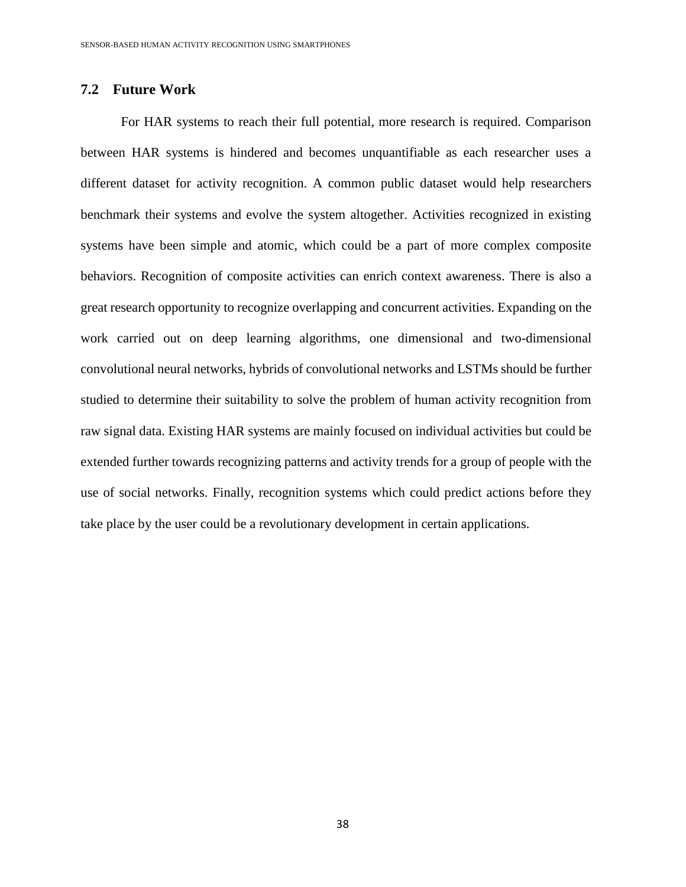## 7.2 Future Work

For HAR systems to reach their full potential, more research is required. Comparison between HAR systems is hindered and becomes unquantifiable as each researcher uses a different dataset for activity recognition. A common public dataset would help researchers benchmark their systems and evolve the system altogether. Activities recognized in existing systems have been simple and atomic, which could be a part of more complex composite behaviors. Recognition of composite activities can enrich context awareness. There is also a great research opportunity to recognize overlapping and concurrent activities. Expanding on the work carried out on deep learning algorithms, one dimensional and two-dimensional convolutional neural networks, hybrids of convolutional networks and LSTMs should be further studied to determine their suitability to solve the problem of human activity recognition from raw signal data. Existing HAR systems are mainly focused on individual activities but could be extended further towards recognizing patterns and activity trends for a group of people with the use of social networks. Finally, recognition systems which could predict actions before they take place by the user could be a revolutionary development in certain applications.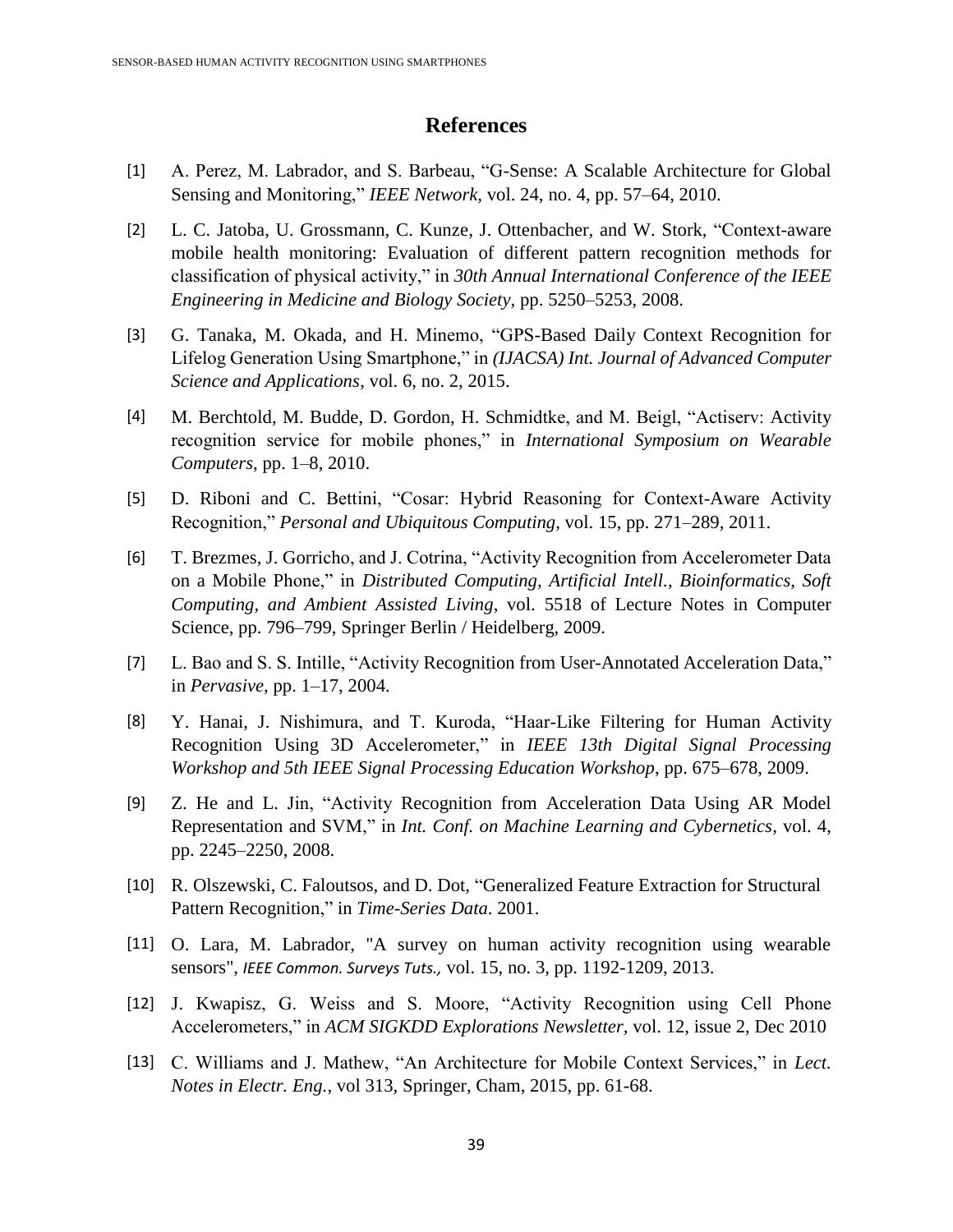# References

[1] A. Perez, M. Labrador, and S. Barbeau, "G-Sense: A Scalable Architecture for Global Sensing and Monitoring," *IEEE Network*, vol. 24, no. 4, pp. 57–64, 2010.

[2] L. C. Jatoba, U. Grossmann, C. Kunze, J. Ottenbacher, and W. Stork, "Context-aware mobile health monitoring: Evaluation of different pattern recognition methods for classification of physical activity," in *30th Annual International Conference of the IEEE Engineering in Medicine and Biology Society*, pp. 5250–5253, 2008.

[3] G. Tanaka, M. Okada, and H. Minemo, "GPS-Based Daily Context Recognition for Lifelog Generation Using Smartphone," in *(IJACSA) Int. Journal of Advanced Computer Science and Applications*, vol. 6, no. 2, 2015.

[4] M. Berchtold, M. Budde, D. Gordon, H. Schmidtke, and M. Beigl, "Actiserv: Activity recognition service for mobile phones," in *International Symposium on Wearable Computers*, pp. 1–8, 2010.

[5] D. Riboni and C. Bettini, "Cosar: Hybrid Reasoning for Context-Aware Activity Recognition," *Personal and Ubiquitous Computing*, vol. 15, pp. 271–289, 2011.

[6] T. Brezmes, J. Gorricho, and J. Cotrina, "Activity Recognition from Accelerometer Data on a Mobile Phone," in *Distributed Computing, Artificial Intell., Bioinformatics, Soft Computing, and Ambient Assisted Living*, vol. 5518 of Lecture Notes in Computer Science, pp. 796–799, Springer Berlin / Heidelberg, 2009.

[7] L. Bao and S. S. Intille, "Activity Recognition from User-Annotated Acceleration Data," in *Pervasive*, pp. 1–17, 2004.

[8] Y. Hanai, J. Nishimura, and T. Kuroda, "Haar-Like Filtering for Human Activity Recognition Using 3D Accelerometer," in *IEEE 13th Digital Signal Processing Workshop and 5th IEEE Signal Processing Education Workshop*, pp. 675–678, 2009.

[9] Z. He and L. Jin, "Activity Recognition from Acceleration Data Using AR Model Representation and SVM," in *Int. Conf. on Machine Learning and Cybernetics*, vol. 4, pp. 2245–2250, 2008.

[10] R. Olszewski, C. Faloutsos, and D. Dot, "Generalized Feature Extraction for Structural Pattern Recognition," in *Time-Series Data*. 2001.

[11] O. Lara, M. Labrador, "A survey on human activity recognition using wearable sensors", *IEEE Common. Surveys Tuts.,* vol. 15, no. 3, pp. 1192-1209, 2013.

[12] J. Kwapisz, G. Weiss and S. Moore, "Activity Recognition using Cell Phone Accelerometers," in *ACM SIGKDD Explorations Newsletter*, vol. 12, issue 2, Dec 2010

[13] C. Williams and J. Mathew, "An Architecture for Mobile Context Services," in *Lect. Notes in Electr. Eng.*, vol 313, Springer, Cham, 2015, pp. 61-68.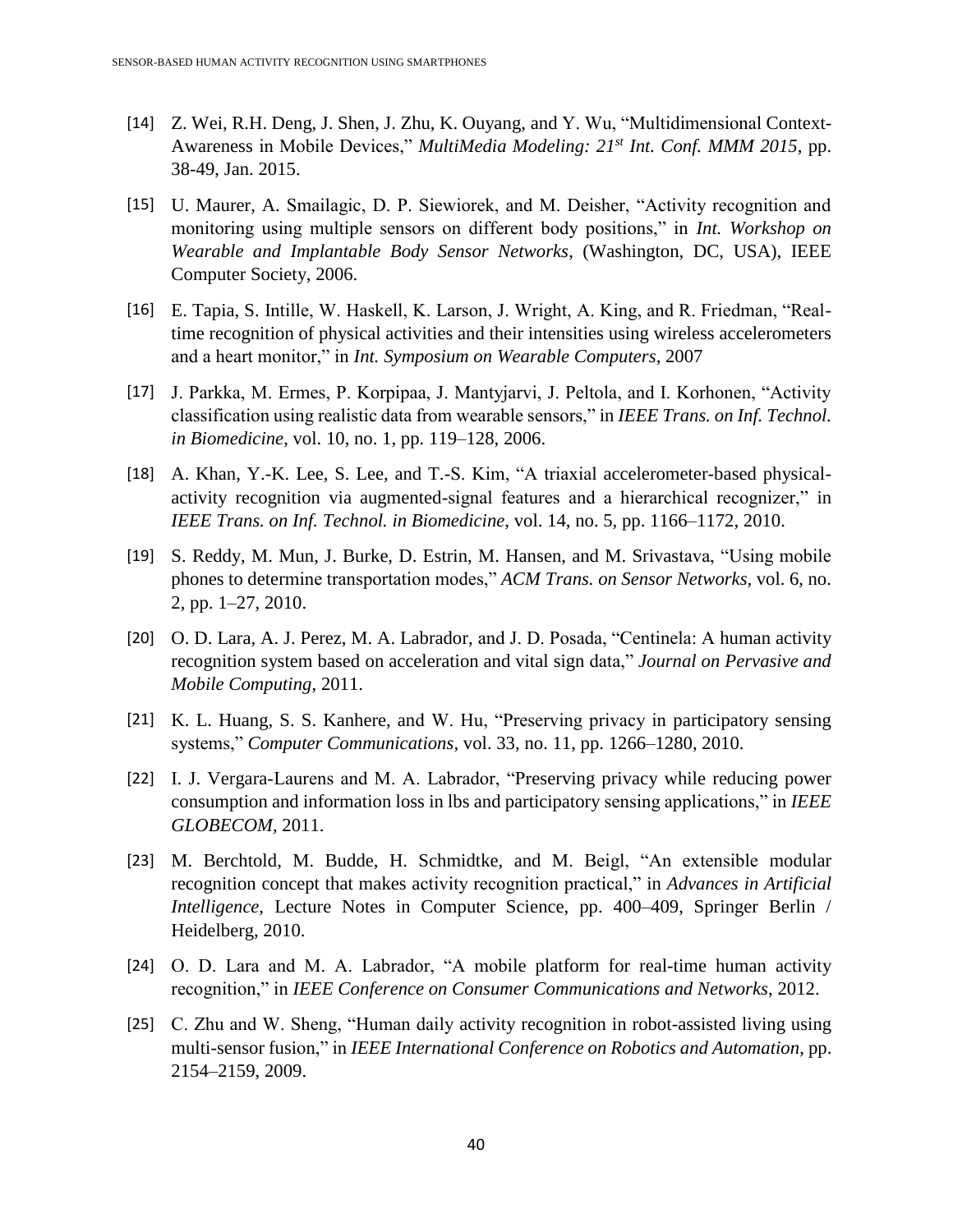[14] Z. Wei, R.H. Deng, J. Shen, J. Zhu, K. Ouyang, and Y. Wu, "Multidimensional Context-Awareness in Mobile Devices," *MultiMedia Modeling: 21st Int. Conf. MMM 2015*, pp. 38-49, Jan. 2015.

[15] U. Maurer, A. Smailagic, D. P. Siewiorek, and M. Deisher, "Activity recognition and monitoring using multiple sensors on different body positions," in *Int. Workshop on Wearable and Implantable Body Sensor Networks*, (Washington, DC, USA), IEEE Computer Society, 2006.

[16] E. Tapia, S. Intille, W. Haskell, K. Larson, J. Wright, A. King, and R. Friedman, "Real-time recognition of physical activities and their intensities using wireless accelerometers and a heart monitor," in *Int. Symposium on Wearable Computers*, 2007

[17] J. Parkka, M. Ermes, P. Korpipaa, J. Mantyjarvi, J. Peltola, and I. Korhonen, "Activity classification using realistic data from wearable sensors," in *IEEE Trans. on Inf. Technol. in Biomedicine*, vol. 10, no. 1, pp. 119–128, 2006.

[18] A. Khan, Y.-K. Lee, S. Lee, and T.-S. Kim, "A triaxial accelerometer-based physical-activity recognition via augmented-signal features and a hierarchical recognizer," in *IEEE Trans. on Inf. Technol. in Biomedicine*, vol. 14, no. 5, pp. 1166–1172, 2010.

[19] S. Reddy, M. Mun, J. Burke, D. Estrin, M. Hansen, and M. Srivastava, "Using mobile phones to determine transportation modes," *ACM Trans. on Sensor Networks*, vol. 6, no. 2, pp. 1–27, 2010.

[20] O. D. Lara, A. J. Perez, M. A. Labrador, and J. D. Posada, "Centinela: A human activity recognition system based on acceleration and vital sign data," *Journal on Pervasive and Mobile Computing*, 2011.

[21] K. L. Huang, S. S. Kanhere, and W. Hu, "Preserving privacy in participatory sensing systems," *Computer Communications*, vol. 33, no. 11, pp. 1266–1280, 2010.

[22] I. J. Vergara-Laurens and M. A. Labrador, "Preserving privacy while reducing power consumption and information loss in lbs and participatory sensing applications," in *IEEE GLOBECOM*, 2011.

[23] M. Berchtold, M. Budde, H. Schmidtke, and M. Beigl, "An extensible modular recognition concept that makes activity recognition practical," in *Advances in Artificial Intelligence*, Lecture Notes in Computer Science, pp. 400–409, Springer Berlin / Heidelberg, 2010.

[24] O. D. Lara and M. A. Labrador, "A mobile platform for real-time human activity recognition," in *IEEE Conference on Consumer Communications and Networks*, 2012.

[25] C. Zhu and W. Sheng, "Human daily activity recognition in robot-assisted living using multi-sensor fusion," in *IEEE International Conference on Robotics and Automation*, pp. 2154–2159, 2009.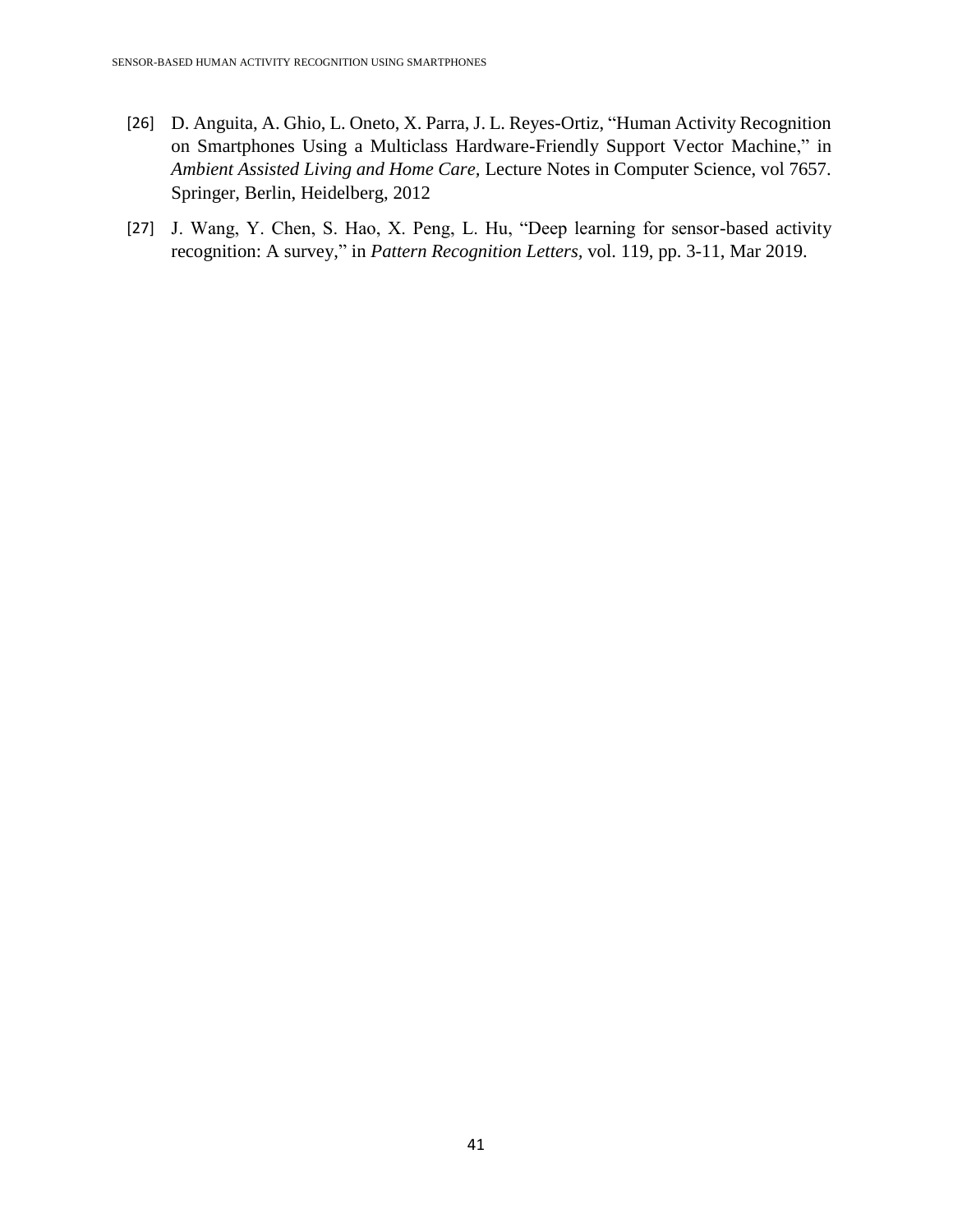[26] D. Anguita, A. Ghio, L. Oneto, X. Parra, J. L. Reyes-Ortiz, "Human Activity Recognition on Smartphones Using a Multiclass Hardware-Friendly Support Vector Machine," in *Ambient Assisted Living and Home Care,* Lecture Notes in Computer Science, vol 7657. Springer, Berlin, Heidelberg, 2012

[27] J. Wang, Y. Chen, S. Hao, X. Peng, L. Hu, "Deep learning for sensor-based activity recognition: A survey," in *Pattern Recognition Letters,* vol. 119, pp. 3-11, Mar 2019.